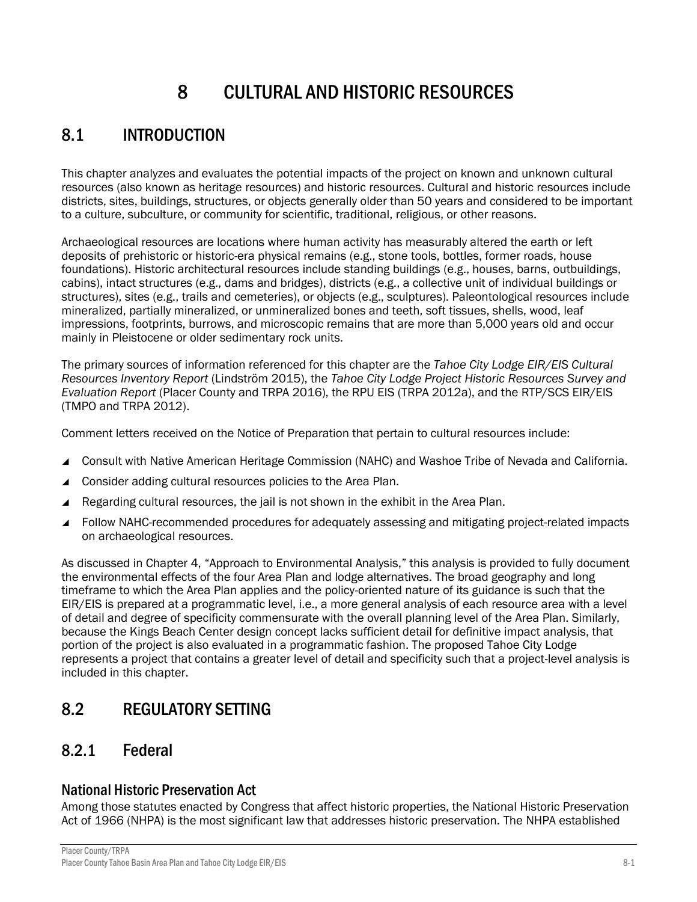# 8 CULTURAL AND HISTORIC RESOURCES

## 8.1 INTRODUCTION

This chapter analyzes and evaluates the potential impacts of the project on known and unknown cultural resources (also known as heritage resources) and historic resources. Cultural and historic resources include districts, sites, buildings, structures, or objects generally older than 50 years and considered to be important to a culture, subculture, or community for scientific, traditional, religious, or other reasons.

Archaeological resources are locations where human activity has measurably altered the earth or left deposits of prehistoric or historic-era physical remains (e.g., stone tools, bottles, former roads, house foundations). Historic architectural resources include standing buildings (e.g., houses, barns, outbuildings, cabins), intact structures (e.g., dams and bridges), districts (e.g., a collective unit of individual buildings or structures), sites (e.g., trails and cemeteries), or objects (e.g., sculptures). Paleontological resources include mineralized, partially mineralized, or unmineralized bones and teeth, soft tissues, shells, wood, leaf impressions, footprints, burrows, and microscopic remains that are more than 5,000 years old and occur mainly in Pleistocene or older sedimentary rock units.

The primary sources of information referenced for this chapter are the *Tahoe City Lodge EIR/EIS Cultural Resources Inventory Report* (Lindström 2015), the *Tahoe City Lodge Project Historic Resources Survey and Evaluation Report* (Placer County and TRPA 2016), the RPU EIS (TRPA 2012a), and the RTP/SCS EIR/EIS (TMPO and TRPA 2012).

Comment letters received on the Notice of Preparation that pertain to cultural resources include:

- Consult with Native American Heritage Commission (NAHC) and Washoe Tribe of Nevada and California.
- Consider adding cultural resources policies to the Area Plan.
- Regarding cultural resources, the jail is not shown in the exhibit in the Area Plan.
- Follow NAHC-recommended procedures for adequately assessing and mitigating project-related impacts on archaeological resources.

As discussed in Chapter 4, "Approach to Environmental Analysis," this analysis is provided to fully document the environmental effects of the four Area Plan and lodge alternatives. The broad geography and long timeframe to which the Area Plan applies and the policy-oriented nature of its guidance is such that the EIR/EIS is prepared at a programmatic level, i.e., a more general analysis of each resource area with a level of detail and degree of specificity commensurate with the overall planning level of the Area Plan. Similarly, because the Kings Beach Center design concept lacks sufficient detail for definitive impact analysis, that portion of the project is also evaluated in a programmatic fashion. The proposed Tahoe City Lodge represents a project that contains a greater level of detail and specificity such that a project-level analysis is included in this chapter.

## 8.2 REGULATORY SETTING

### 8.2.1 Federal

#### National Historic Preservation Act

Among those statutes enacted by Congress that affect historic properties, the National Historic Preservation Act of 1966 (NHPA) is the most significant law that addresses historic preservation. The NHPA established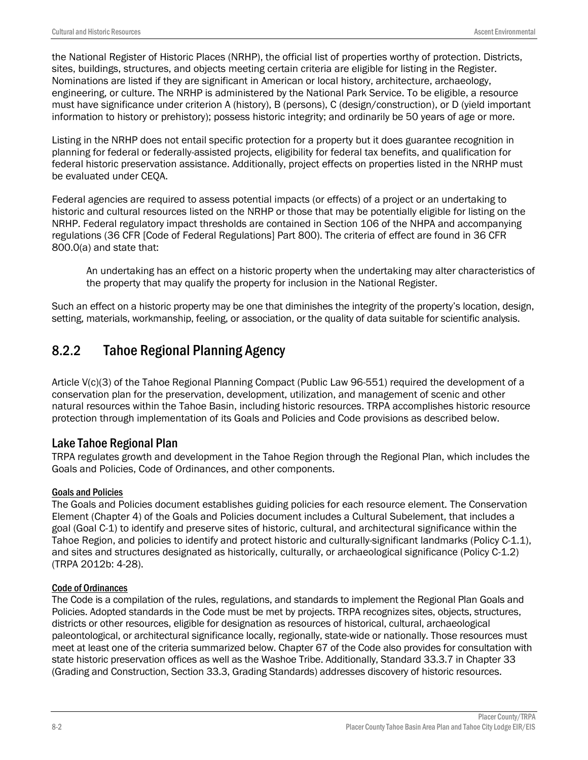the National Register of Historic Places (NRHP), the official list of properties worthy of protection. Districts, sites, buildings, structures, and objects meeting certain criteria are eligible for listing in the Register. Nominations are listed if they are significant in American or local history, architecture, archaeology, engineering, or culture. The NRHP is administered by the National Park Service. To be eligible, a resource must have significance under criterion A (history), B (persons), C (design/construction), or D (yield important information to history or prehistory); possess historic integrity; and ordinarily be 50 years of age or more.

Listing in the NRHP does not entail specific protection for a property but it does guarantee recognition in planning for federal or federally-assisted projects, eligibility for federal tax benefits, and qualification for federal historic preservation assistance. Additionally, project effects on properties listed in the NRHP must be evaluated under CEQA.

Federal agencies are required to assess potential impacts (or effects) of a project or an undertaking to historic and cultural resources listed on the NRHP or those that may be potentially eligible for listing on the NRHP. Federal regulatory impact thresholds are contained in Section 106 of the NHPA and accompanying regulations (36 CFR [Code of Federal Regulations] Part 800). The criteria of effect are found in 36 CFR 800.0(a) and state that:

> An undertaking has an effect on a historic property when the undertaking may alter characteristics of the property that may qualify the property for inclusion in the National Register.

Such an effect on a historic property may be one that diminishes the integrity of the property's location, design, setting, materials, workmanship, feeling, or association, or the quality of data suitable for scientific analysis.

## 8.2.2 Tahoe Regional Planning Agency

Article V(c)(3) of the Tahoe Regional Planning Compact (Public Law 96-551) required the development of a conservation plan for the preservation, development, utilization, and management of scenic and other natural resources within the Tahoe Basin, including historic resources. TRPA accomplishes historic resource protection through implementation of its Goals and Policies and Code provisions as described below.

### Lake Tahoe Regional Plan

TRPA regulates growth and development in the Tahoe Region through the Regional Plan, which includes the Goals and Policies, Code of Ordinances, and other components.

#### Goals and Policies

The Goals and Policies document establishes guiding policies for each resource element. The Conservation Element (Chapter 4) of the Goals and Policies document includes a Cultural Subelement, that includes a goal (Goal C-1) to identify and preserve sites of historic, cultural, and architectural significance within the Tahoe Region, and policies to identify and protect historic and culturally-significant landmarks (Policy C-1.1), and sites and structures designated as historically, culturally, or archaeological significance (Policy C-1.2) (TRPA 2012b: 4-28).

#### Code of Ordinances

The Code is a compilation of the rules, regulations, and standards to implement the Regional Plan Goals and Policies. Adopted standards in the Code must be met by projects. TRPA recognizes sites, objects, structures, districts or other resources, eligible for designation as resources of historical, cultural, archaeological paleontological, or architectural significance locally, regionally, state-wide or nationally. Those resources must meet at least one of the criteria summarized below. Chapter 67 of the Code also provides for consultation with state historic preservation offices as well as the Washoe Tribe. Additionally, Standard 33.3.7 in Chapter 33 (Grading and Construction, Section 33.3, Grading Standards) addresses discovery of historic resources.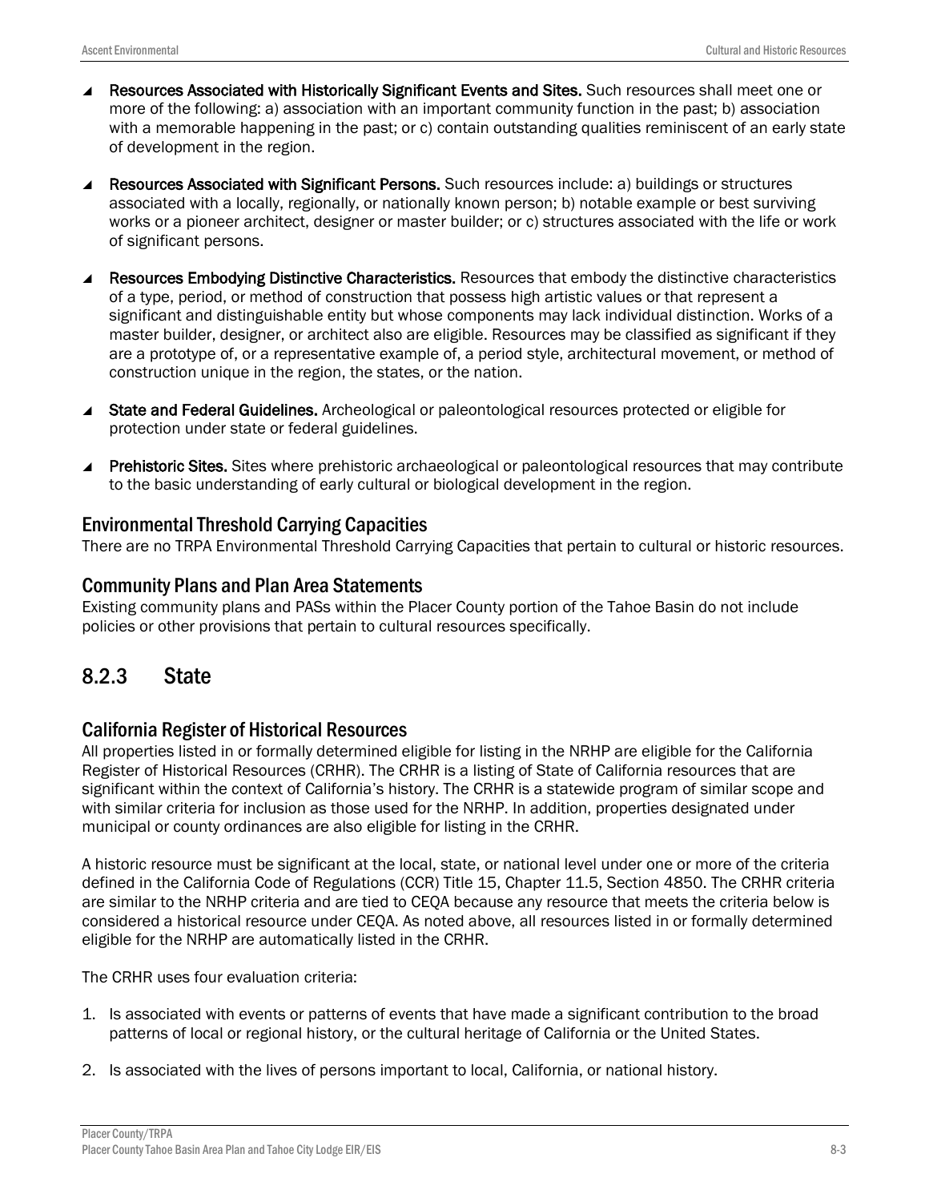- **Resources Associated with Historically Significant Events and Sites.** Such resources shall meet one or more of the following: a) association with an important community function in the past; b) association with a memorable happening in the past; or c) contain outstanding qualities reminiscent of an early state of development in the region.

- **Resources Associated with Significant Persons.** Such resources include: a) buildings or structures associated with a locally, regionally, or nationally known person; b) notable example or best surviving works or a pioneer architect, designer or master builder; or c) structures associated with the life or work of significant persons.

- **Resources Embodying Distinctive Characteristics.** Resources that embody the distinctive characteristics of a type, period, or method of construction that possess high artistic values or that represent a significant and distinguishable entity but whose components may lack individual distinction. Works of a master builder, designer, or architect also are eligible. Resources may be classified as significant if they are a prototype of, or a representative example of, a period style, architectural movement, or method of construction unique in the region, the states, or the nation.

- **State and Federal Guidelines.** Archeological or paleontological resources protected or eligible for protection under state or federal guidelines.

- **Prehistoric Sites.** Sites where prehistoric archaeological or paleontological resources that may contribute to the basic understanding of early cultural or biological development in the region.

### Environmental Threshold Carrying Capacities

There are no TRPA Environmental Threshold Carrying Capacities that pertain to cultural or historic resources.

### Community Plans and Plan Area Statements

Existing community plans and PASs within the Placer County portion of the Tahoe Basin do not include policies or other provisions that pertain to cultural resources specifically.

## 8.2.3 State

### California Register of Historical Resources

All properties listed in or formally determined eligible for listing in the NRHP are eligible for the California Register of Historical Resources (CRHR). The CRHR is a listing of State of California resources that are significant within the context of California's history. The CRHR is a statewide program of similar scope and with similar criteria for inclusion as those used for the NRHP. In addition, properties designated under municipal or county ordinances are also eligible for listing in the CRHR.

A historic resource must be significant at the local, state, or national level under one or more of the criteria defined in the California Code of Regulations (CCR) Title 15, Chapter 11.5, Section 4850. The CRHR criteria are similar to the NRHP criteria and are tied to CEQA because any resource that meets the criteria below is considered a historical resource under CEQA. As noted above, all resources listed in or formally determined eligible for the NRHP are automatically listed in the CRHR.

The CRHR uses four evaluation criteria:

1. Is associated with events or patterns of events that have made a significant contribution to the broad patterns of local or regional history, or the cultural heritage of California or the United States.

2. Is associated with the lives of persons important to local, California, or national history.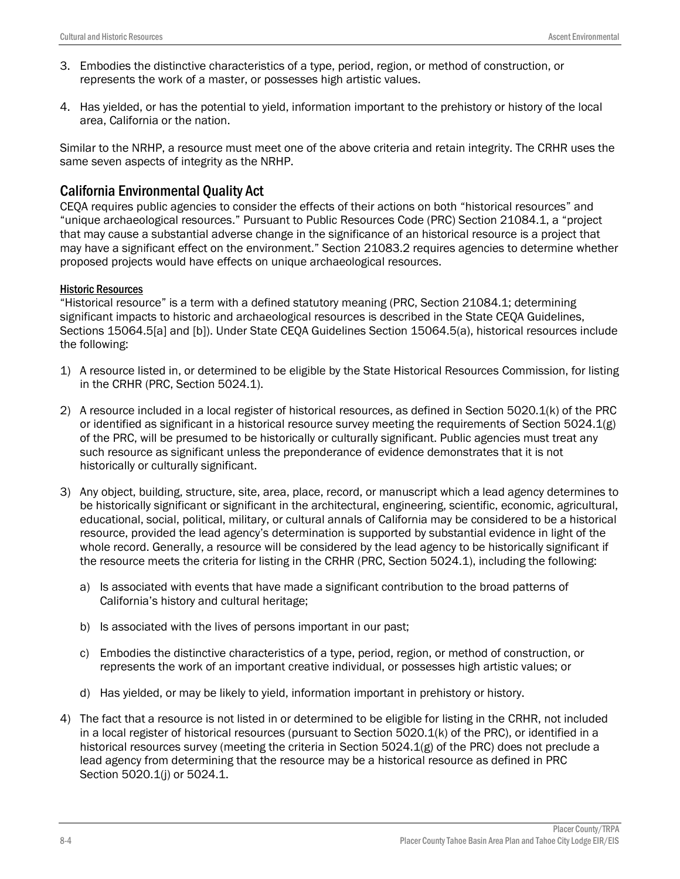3. Embodies the distinctive characteristics of a type, period, region, or method of construction, or represents the work of a master, or possesses high artistic values.

4. Has yielded, or has the potential to yield, information important to the prehistory or history of the local area, California or the nation.

Similar to the NRHP, a resource must meet one of the above criteria and retain integrity. The CRHR uses the same seven aspects of integrity as the NRHP.

## California Environmental Quality Act

CEQA requires public agencies to consider the effects of their actions on both "historical resources" and "unique archaeological resources." Pursuant to Public Resources Code (PRC) Section 21084.1, a "project that may cause a substantial adverse change in the significance of an historical resource is a project that may have a significant effect on the environment." Section 21083.2 requires agencies to determine whether proposed projects would have effects on unique archaeological resources.

### Historic Resources

"Historical resource" is a term with a defined statutory meaning (PRC, Section 21084.1; determining significant impacts to historic and archaeological resources is described in the State CEQA Guidelines, Sections 15064.5[a] and [b]). Under State CEQA Guidelines Section 15064.5(a), historical resources include the following:

1) A resource listed in, or determined to be eligible by the State Historical Resources Commission, for listing in the CRHR (PRC, Section 5024.1).

2) A resource included in a local register of historical resources, as defined in Section 5020.1(k) of the PRC or identified as significant in a historical resource survey meeting the requirements of Section 5024.1(g) of the PRC, will be presumed to be historically or culturally significant. Public agencies must treat any such resource as significant unless the preponderance of evidence demonstrates that it is not historically or culturally significant.

3) Any object, building, structure, site, area, place, record, or manuscript which a lead agency determines to be historically significant or significant in the architectural, engineering, scientific, economic, agricultural, educational, social, political, military, or cultural annals of California may be considered to be a historical resource, provided the lead agency's determination is supported by substantial evidence in light of the whole record. Generally, a resource will be considered by the lead agency to be historically significant if the resource meets the criteria for listing in the CRHR (PRC, Section 5024.1), including the following:

   a) Is associated with events that have made a significant contribution to the broad patterns of California's history and cultural heritage;

   b) Is associated with the lives of persons important in our past;

   c) Embodies the distinctive characteristics of a type, period, region, or method of construction, or represents the work of an important creative individual, or possesses high artistic values; or

   d) Has yielded, or may be likely to yield, information important in prehistory or history.

4) The fact that a resource is not listed in or determined to be eligible for listing in the CRHR, not included in a local register of historical resources (pursuant to Section 5020.1(k) of the PRC), or identified in a historical resources survey (meeting the criteria in Section 5024.1(g) of the PRC) does not preclude a lead agency from determining that the resource may be a historical resource as defined in PRC Section 5020.1(j) or 5024.1.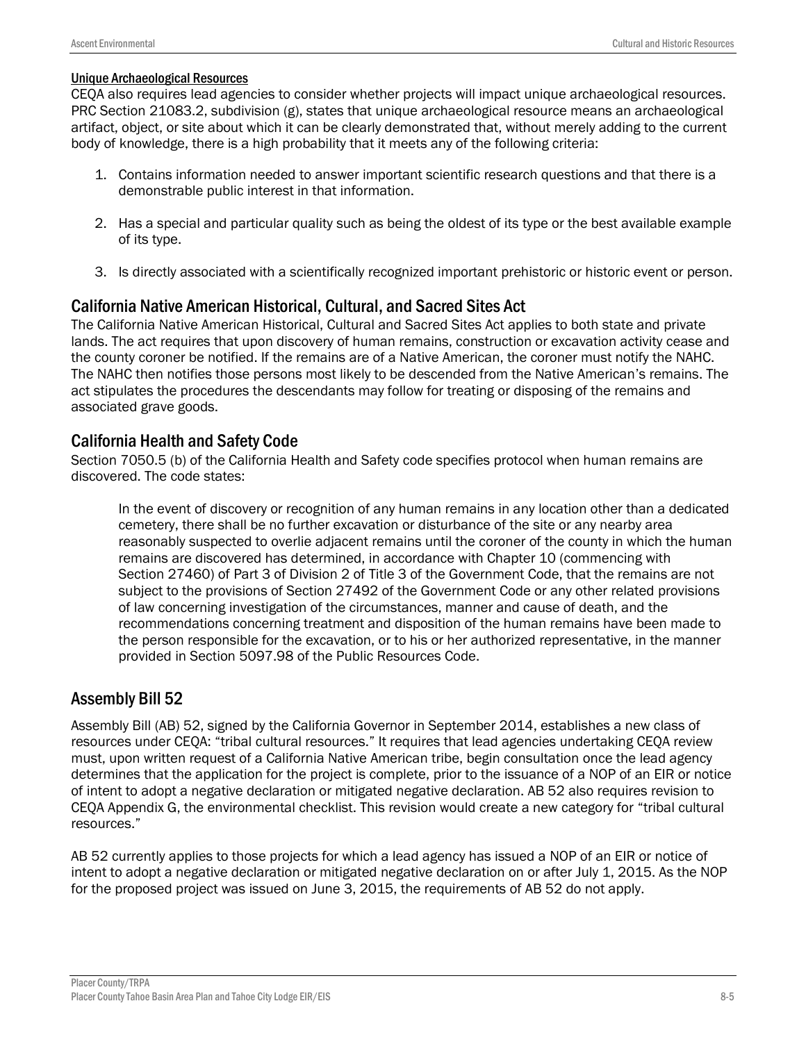#### Unique Archaeological Resources

CEQA also requires lead agencies to consider whether projects will impact unique archaeological resources. PRC Section 21083.2, subdivision (g), states that unique archaeological resource means an archaeological artifact, object, or site about which it can be clearly demonstrated that, without merely adding to the current body of knowledge, there is a high probability that it meets any of the following criteria:

1. Contains information needed to answer important scientific research questions and that there is a demonstrable public interest in that information.

2. Has a special and particular quality such as being the oldest of its type or the best available example of its type.

3. Is directly associated with a scientifically recognized important prehistoric or historic event or person.

### California Native American Historical, Cultural, and Sacred Sites Act

The California Native American Historical, Cultural and Sacred Sites Act applies to both state and private lands. The act requires that upon discovery of human remains, construction or excavation activity cease and the county coroner be notified. If the remains are of a Native American, the coroner must notify the NAHC. The NAHC then notifies those persons most likely to be descended from the Native American's remains. The act stipulates the procedures the descendants may follow for treating or disposing of the remains and associated grave goods.

### California Health and Safety Code

Section 7050.5 (b) of the California Health and Safety code specifies protocol when human remains are discovered. The code states:

> In the event of discovery or recognition of any human remains in any location other than a dedicated cemetery, there shall be no further excavation or disturbance of the site or any nearby area reasonably suspected to overlie adjacent remains until the coroner of the county in which the human remains are discovered has determined, in accordance with Chapter 10 (commencing with Section 27460) of Part 3 of Division 2 of Title 3 of the Government Code, that the remains are not subject to the provisions of Section 27492 of the Government Code or any other related provisions of law concerning investigation of the circumstances, manner and cause of death, and the recommendations concerning treatment and disposition of the human remains have been made to the person responsible for the excavation, or to his or her authorized representative, in the manner provided in Section 5097.98 of the Public Resources Code.

### Assembly Bill 52

Assembly Bill (AB) 52, signed by the California Governor in September 2014, establishes a new class of resources under CEQA: "tribal cultural resources." It requires that lead agencies undertaking CEQA review must, upon written request of a California Native American tribe, begin consultation once the lead agency determines that the application for the project is complete, prior to the issuance of a NOP of an EIR or notice of intent to adopt a negative declaration or mitigated negative declaration. AB 52 also requires revision to CEQA Appendix G, the environmental checklist. This revision would create a new category for "tribal cultural resources."

AB 52 currently applies to those projects for which a lead agency has issued a NOP of an EIR or notice of intent to adopt a negative declaration or mitigated negative declaration on or after July 1, 2015. As the NOP for the proposed project was issued on June 3, 2015, the requirements of AB 52 do not apply.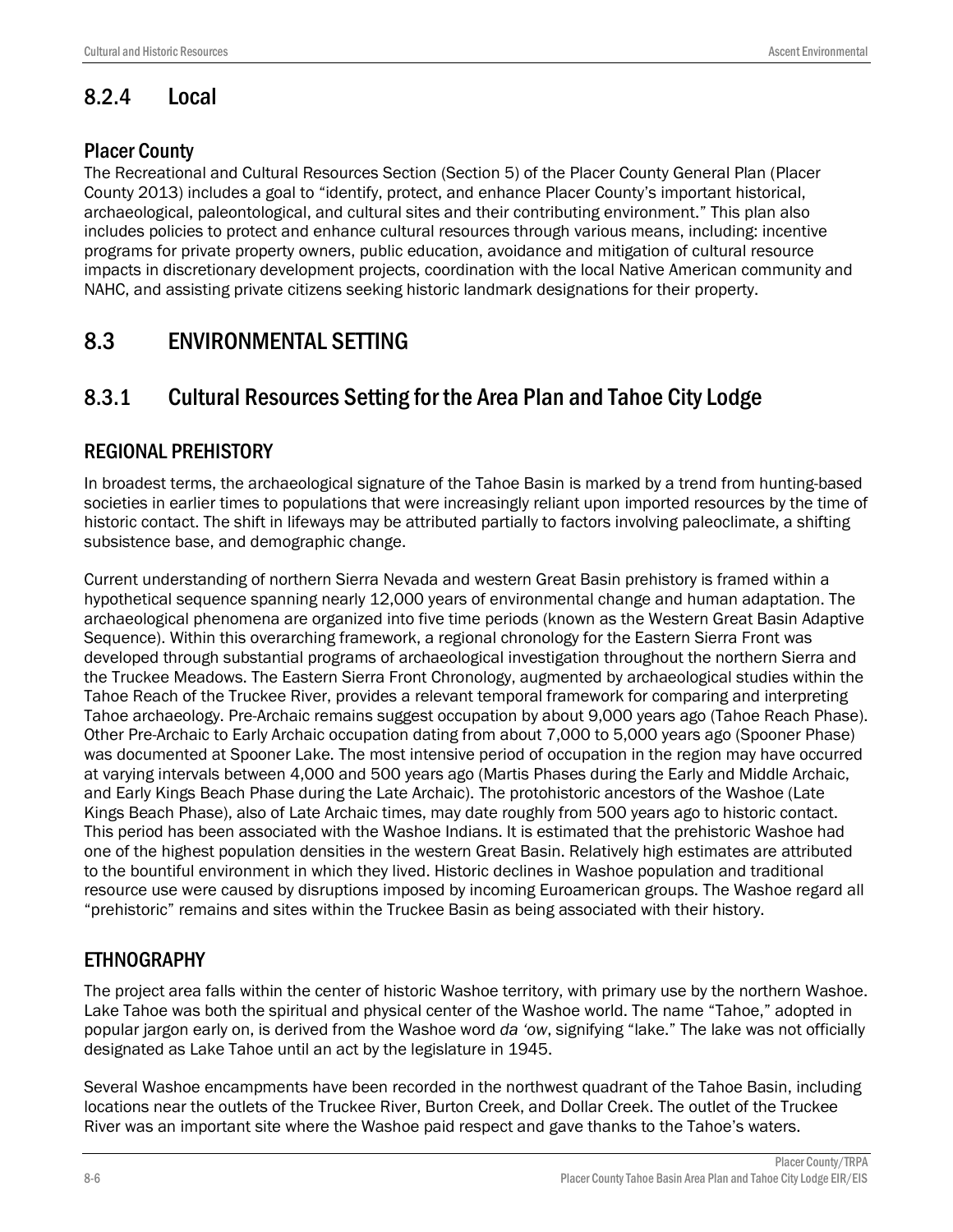## 8.2.4 Local

### Placer County

The Recreational and Cultural Resources Section (Section 5) of the Placer County General Plan (Placer County 2013) includes a goal to "identify, protect, and enhance Placer County's important historical, archaeological, paleontological, and cultural sites and their contributing environment." This plan also includes policies to protect and enhance cultural resources through various means, including: incentive programs for private property owners, public education, avoidance and mitigation of cultural resource impacts in discretionary development projects, coordination with the local Native American community and NAHC, and assisting private citizens seeking historic landmark designations for their property.

## 8.3 ENVIRONMENTAL SETTING

## 8.3.1 Cultural Resources Setting for the Area Plan and Tahoe City Lodge

### REGIONAL PREHISTORY

In broadest terms, the archaeological signature of the Tahoe Basin is marked by a trend from hunting-based societies in earlier times to populations that were increasingly reliant upon imported resources by the time of historic contact. The shift in lifeways may be attributed partially to factors involving paleoclimate, a shifting subsistence base, and demographic change.

Current understanding of northern Sierra Nevada and western Great Basin prehistory is framed within a hypothetical sequence spanning nearly 12,000 years of environmental change and human adaptation. The archaeological phenomena are organized into five time periods (known as the Western Great Basin Adaptive Sequence). Within this overarching framework, a regional chronology for the Eastern Sierra Front was developed through substantial programs of archaeological investigation throughout the northern Sierra and the Truckee Meadows. The Eastern Sierra Front Chronology, augmented by archaeological studies within the Tahoe Reach of the Truckee River, provides a relevant temporal framework for comparing and interpreting Tahoe archaeology. Pre-Archaic remains suggest occupation by about 9,000 years ago (Tahoe Reach Phase). Other Pre-Archaic to Early Archaic occupation dating from about 7,000 to 5,000 years ago (Spooner Phase) was documented at Spooner Lake. The most intensive period of occupation in the region may have occurred at varying intervals between 4,000 and 500 years ago (Martis Phases during the Early and Middle Archaic, and Early Kings Beach Phase during the Late Archaic). The protohistoric ancestors of the Washoe (Late Kings Beach Phase), also of Late Archaic times, may date roughly from 500 years ago to historic contact. This period has been associated with the Washoe Indians. It is estimated that the prehistoric Washoe had one of the highest population densities in the western Great Basin. Relatively high estimates are attributed to the bountiful environment in which they lived. Historic declines in Washoe population and traditional resource use were caused by disruptions imposed by incoming Euroamerican groups. The Washoe regard all "prehistoric" remains and sites within the Truckee Basin as being associated with their history.

### ETHNOGRAPHY

The project area falls within the center of historic Washoe territory, with primary use by the northern Washoe. Lake Tahoe was both the spiritual and physical center of the Washoe world. The name "Tahoe," adopted in popular jargon early on, is derived from the Washoe word *da 'ow*, signifying "lake." The lake was not officially designated as Lake Tahoe until an act by the legislature in 1945.

Several Washoe encampments have been recorded in the northwest quadrant of the Tahoe Basin, including locations near the outlets of the Truckee River, Burton Creek, and Dollar Creek. The outlet of the Truckee River was an important site where the Washoe paid respect and gave thanks to the Tahoe's waters.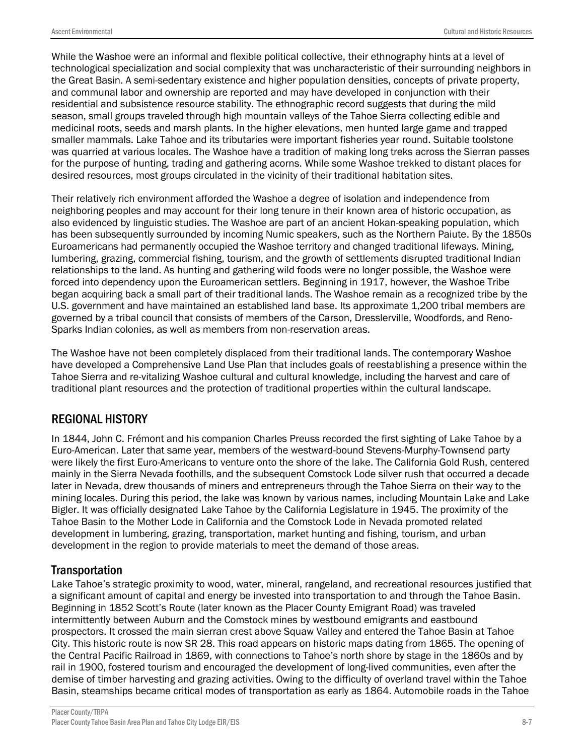While the Washoe were an informal and flexible political collective, their ethnography hints at a level of technological specialization and social complexity that was uncharacteristic of their surrounding neighbors in the Great Basin. A semi-sedentary existence and higher population densities, concepts of private property, and communal labor and ownership are reported and may have developed in conjunction with their residential and subsistence resource stability. The ethnographic record suggests that during the mild season, small groups traveled through high mountain valleys of the Tahoe Sierra collecting edible and medicinal roots, seeds and marsh plants. In the higher elevations, men hunted large game and trapped smaller mammals. Lake Tahoe and its tributaries were important fisheries year round. Suitable toolstone was quarried at various locales. The Washoe have a tradition of making long treks across the Sierran passes for the purpose of hunting, trading and gathering acorns. While some Washoe trekked to distant places for desired resources, most groups circulated in the vicinity of their traditional habitation sites.

Their relatively rich environment afforded the Washoe a degree of isolation and independence from neighboring peoples and may account for their long tenure in their known area of historic occupation, as also evidenced by linguistic studies. The Washoe are part of an ancient Hokan-speaking population, which has been subsequently surrounded by incoming Numic speakers, such as the Northern Paiute. By the 1850s Euroamericans had permanently occupied the Washoe territory and changed traditional lifeways. Mining, lumbering, grazing, commercial fishing, tourism, and the growth of settlements disrupted traditional Indian relationships to the land. As hunting and gathering wild foods were no longer possible, the Washoe were forced into dependency upon the Euroamerican settlers. Beginning in 1917, however, the Washoe Tribe began acquiring back a small part of their traditional lands. The Washoe remain as a recognized tribe by the U.S. government and have maintained an established land base. Its approximate 1,200 tribal members are governed by a tribal council that consists of members of the Carson, Dresslerville, Woodfords, and Reno-Sparks Indian colonies, as well as members from non-reservation areas.

The Washoe have not been completely displaced from their traditional lands. The contemporary Washoe have developed a Comprehensive Land Use Plan that includes goals of reestablishing a presence within the Tahoe Sierra and re-vitalizing Washoe cultural and cultural knowledge, including the harvest and care of traditional plant resources and the protection of traditional properties within the cultural landscape.

## REGIONAL HISTORY

In 1844, John C. Frémont and his companion Charles Preuss recorded the first sighting of Lake Tahoe by a Euro-American. Later that same year, members of the westward-bound Stevens-Murphy-Townsend party were likely the first Euro-Americans to venture onto the shore of the lake. The California Gold Rush, centered mainly in the Sierra Nevada foothills, and the subsequent Comstock Lode silver rush that occurred a decade later in Nevada, drew thousands of miners and entrepreneurs through the Tahoe Sierra on their way to the mining locales. During this period, the lake was known by various names, including Mountain Lake and Lake Bigler. It was officially designated Lake Tahoe by the California Legislature in 1945. The proximity of the Tahoe Basin to the Mother Lode in California and the Comstock Lode in Nevada promoted related development in lumbering, grazing, transportation, market hunting and fishing, tourism, and urban development in the region to provide materials to meet the demand of those areas.

### Transportation

Lake Tahoe's strategic proximity to wood, water, mineral, rangeland, and recreational resources justified that a significant amount of capital and energy be invested into transportation to and through the Tahoe Basin. Beginning in 1852 Scott's Route (later known as the Placer County Emigrant Road) was traveled intermittently between Auburn and the Comstock mines by westbound emigrants and eastbound prospectors. It crossed the main sierran crest above Squaw Valley and entered the Tahoe Basin at Tahoe City. This historic route is now SR 28. This road appears on historic maps dating from 1865. The opening of the Central Pacific Railroad in 1869, with connections to Tahoe's north shore by stage in the 1860s and by rail in 1900, fostered tourism and encouraged the development of long-lived communities, even after the demise of timber harvesting and grazing activities. Owing to the difficulty of overland travel within the Tahoe Basin, steamships became critical modes of transportation as early as 1864. Automobile roads in the Tahoe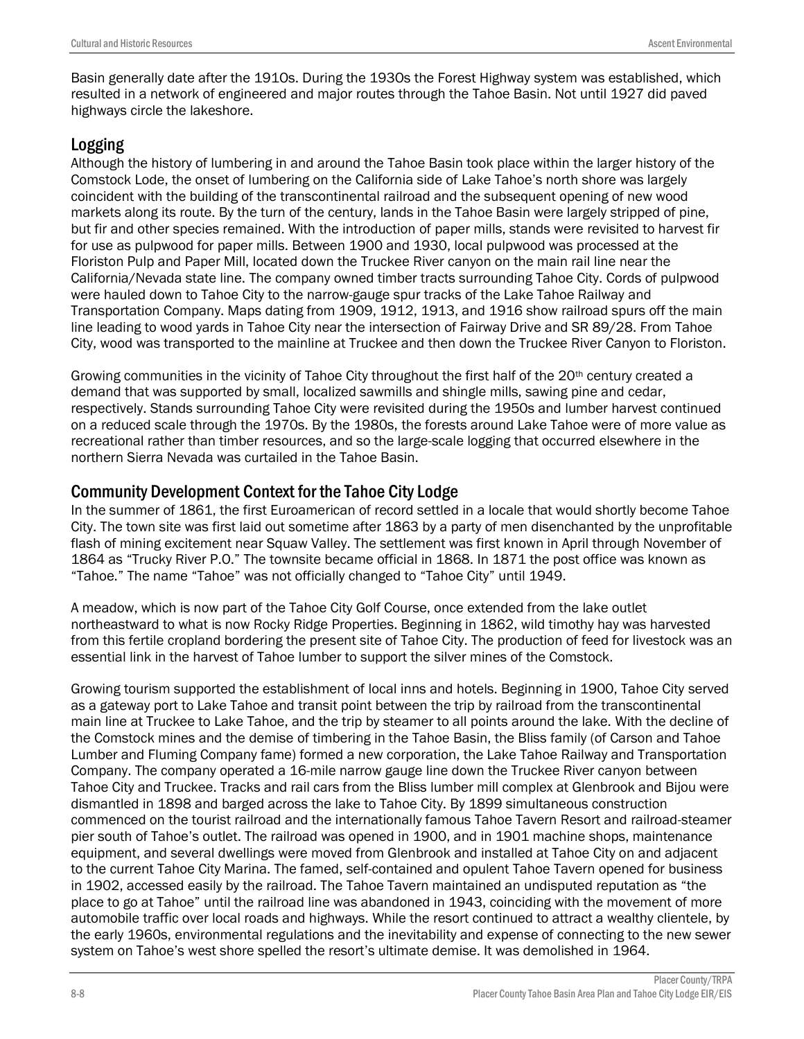Basin generally date after the 1910s. During the 1930s the Forest Highway system was established, which resulted in a network of engineered and major routes through the Tahoe Basin. Not until 1927 did paved highways circle the lakeshore.

## Logging

Although the history of lumbering in and around the Tahoe Basin took place within the larger history of the Comstock Lode, the onset of lumbering on the California side of Lake Tahoe's north shore was largely coincident with the building of the transcontinental railroad and the subsequent opening of new wood markets along its route. By the turn of the century, lands in the Tahoe Basin were largely stripped of pine, but fir and other species remained. With the introduction of paper mills, stands were revisited to harvest fir for use as pulpwood for paper mills. Between 1900 and 1930, local pulpwood was processed at the Floriston Pulp and Paper Mill, located down the Truckee River canyon on the main rail line near the California/Nevada state line. The company owned timber tracts surrounding Tahoe City. Cords of pulpwood were hauled down to Tahoe City to the narrow-gauge spur tracks of the Lake Tahoe Railway and Transportation Company. Maps dating from 1909, 1912, 1913, and 1916 show railroad spurs off the main line leading to wood yards in Tahoe City near the intersection of Fairway Drive and SR 89/28. From Tahoe City, wood was transported to the mainline at Truckee and then down the Truckee River Canyon to Floriston.

Growing communities in the vicinity of Tahoe City throughout the first half of the 20th century created a demand that was supported by small, localized sawmills and shingle mills, sawing pine and cedar, respectively. Stands surrounding Tahoe City were revisited during the 1950s and lumber harvest continued on a reduced scale through the 1970s. By the 1980s, the forests around Lake Tahoe were of more value as recreational rather than timber resources, and so the large-scale logging that occurred elsewhere in the northern Sierra Nevada was curtailed in the Tahoe Basin.

## Community Development Context for the Tahoe City Lodge

In the summer of 1861, the first Euroamerican of record settled in a locale that would shortly become Tahoe City. The town site was first laid out sometime after 1863 by a party of men disenchanted by the unprofitable flash of mining excitement near Squaw Valley. The settlement was first known in April through November of 1864 as "Trucky River P.O." The townsite became official in 1868. In 1871 the post office was known as "Tahoe." The name "Tahoe" was not officially changed to "Tahoe City" until 1949.

A meadow, which is now part of the Tahoe City Golf Course, once extended from the lake outlet northeastward to what is now Rocky Ridge Properties. Beginning in 1862, wild timothy hay was harvested from this fertile cropland bordering the present site of Tahoe City. The production of feed for livestock was an essential link in the harvest of Tahoe lumber to support the silver mines of the Comstock.

Growing tourism supported the establishment of local inns and hotels. Beginning in 1900, Tahoe City served as a gateway port to Lake Tahoe and transit point between the trip by railroad from the transcontinental main line at Truckee to Lake Tahoe, and the trip by steamer to all points around the lake. With the decline of the Comstock mines and the demise of timbering in the Tahoe Basin, the Bliss family (of Carson and Tahoe Lumber and Fluming Company fame) formed a new corporation, the Lake Tahoe Railway and Transportation Company. The company operated a 16-mile narrow gauge line down the Truckee River canyon between Tahoe City and Truckee. Tracks and rail cars from the Bliss lumber mill complex at Glenbrook and Bijou were dismantled in 1898 and barged across the lake to Tahoe City. By 1899 simultaneous construction commenced on the tourist railroad and the internationally famous Tahoe Tavern Resort and railroad-steamer pier south of Tahoe's outlet. The railroad was opened in 1900, and in 1901 machine shops, maintenance equipment, and several dwellings were moved from Glenbrook and installed at Tahoe City on and adjacent to the current Tahoe City Marina. The famed, self-contained and opulent Tahoe Tavern opened for business in 1902, accessed easily by the railroad. The Tahoe Tavern maintained an undisputed reputation as "the place to go at Tahoe" until the railroad line was abandoned in 1943, coinciding with the movement of more automobile traffic over local roads and highways. While the resort continued to attract a wealthy clientele, by the early 1960s, environmental regulations and the inevitability and expense of connecting to the new sewer system on Tahoe's west shore spelled the resort's ultimate demise. It was demolished in 1964.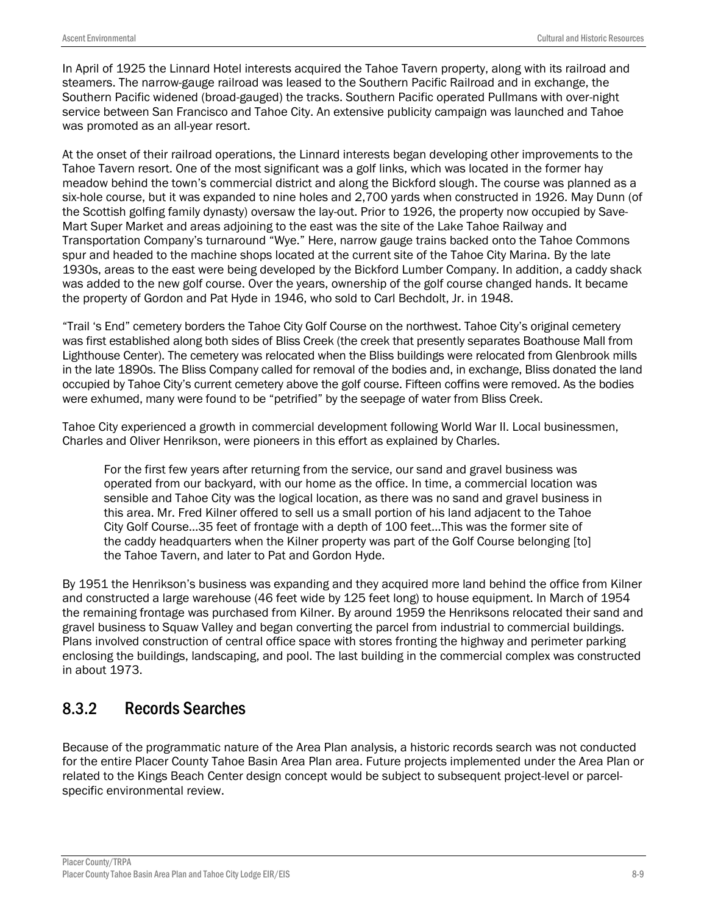In April of 1925 the Linnard Hotel interests acquired the Tahoe Tavern property, along with its railroad and steamers. The narrow-gauge railroad was leased to the Southern Pacific Railroad and in exchange, the Southern Pacific widened (broad-gauged) the tracks. Southern Pacific operated Pullmans with over-night service between San Francisco and Tahoe City. An extensive publicity campaign was launched and Tahoe was promoted as an all-year resort.

At the onset of their railroad operations, the Linnard interests began developing other improvements to the Tahoe Tavern resort. One of the most significant was a golf links, which was located in the former hay meadow behind the town's commercial district and along the Bickford slough. The course was planned as a six-hole course, but it was expanded to nine holes and 2,700 yards when constructed in 1926. May Dunn (of the Scottish golfing family dynasty) oversaw the lay-out. Prior to 1926, the property now occupied by Save-Mart Super Market and areas adjoining to the east was the site of the Lake Tahoe Railway and Transportation Company's turnaround "Wye." Here, narrow gauge trains backed onto the Tahoe Commons spur and headed to the machine shops located at the current site of the Tahoe City Marina. By the late 1930s, areas to the east were being developed by the Bickford Lumber Company. In addition, a caddy shack was added to the new golf course. Over the years, ownership of the golf course changed hands. It became the property of Gordon and Pat Hyde in 1946, who sold to Carl Bechdolt, Jr. in 1948.

"Trail 's End" cemetery borders the Tahoe City Golf Course on the northwest. Tahoe City's original cemetery was first established along both sides of Bliss Creek (the creek that presently separates Boathouse Mall from Lighthouse Center). The cemetery was relocated when the Bliss buildings were relocated from Glenbrook mills in the late 1890s. The Bliss Company called for removal of the bodies and, in exchange, Bliss donated the land occupied by Tahoe City's current cemetery above the golf course. Fifteen coffins were removed. As the bodies were exhumed, many were found to be "petrified" by the seepage of water from Bliss Creek.

Tahoe City experienced a growth in commercial development following World War II. Local businessmen, Charles and Oliver Henrikson, were pioneers in this effort as explained by Charles.

> For the first few years after returning from the service, our sand and gravel business was operated from our backyard, with our home as the office. In time, a commercial location was sensible and Tahoe City was the logical location, as there was no sand and gravel business in this area. Mr. Fred Kilner offered to sell us a small portion of his land adjacent to the Tahoe City Golf Course…35 feet of frontage with a depth of 100 feet…This was the former site of the caddy headquarters when the Kilner property was part of the Golf Course belonging [to] the Tahoe Tavern, and later to Pat and Gordon Hyde.

By 1951 the Henrikson's business was expanding and they acquired more land behind the office from Kilner and constructed a large warehouse (46 feet wide by 125 feet long) to house equipment. In March of 1954 the remaining frontage was purchased from Kilner. By around 1959 the Henriksons relocated their sand and gravel business to Squaw Valley and began converting the parcel from industrial to commercial buildings. Plans involved construction of central office space with stores fronting the highway and perimeter parking enclosing the buildings, landscaping, and pool. The last building in the commercial complex was constructed in about 1973.

## 8.3.2 Records Searches

Because of the programmatic nature of the Area Plan analysis, a historic records search was not conducted for the entire Placer County Tahoe Basin Area Plan area. Future projects implemented under the Area Plan or related to the Kings Beach Center design concept would be subject to subsequent project-level or parcel-specific environmental review.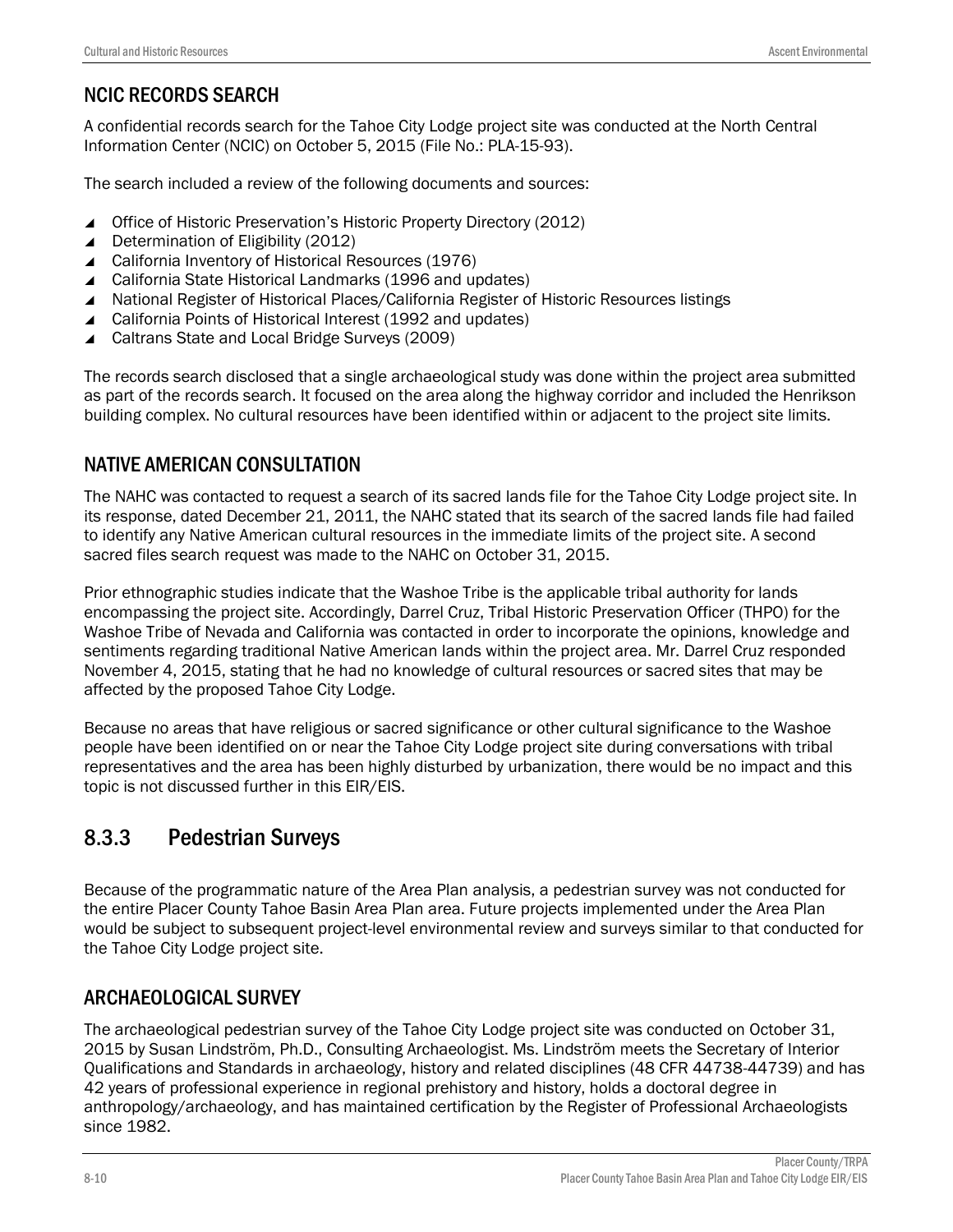## NCIC RECORDS SEARCH

A confidential records search for the Tahoe City Lodge project site was conducted at the North Central Information Center (NCIC) on October 5, 2015 (File No.: PLA-15-93).

The search included a review of the following documents and sources:

- Office of Historic Preservation's Historic Property Directory (2012)
- Determination of Eligibility (2012)
- California Inventory of Historical Resources (1976)
- California State Historical Landmarks (1996 and updates)
- National Register of Historical Places/California Register of Historic Resources listings
- California Points of Historical Interest (1992 and updates)
- Caltrans State and Local Bridge Surveys (2009)

The records search disclosed that a single archaeological study was done within the project area submitted as part of the records search. It focused on the area along the highway corridor and included the Henrikson building complex. No cultural resources have been identified within or adjacent to the project site limits.

## NATIVE AMERICAN CONSULTATION

The NAHC was contacted to request a search of its sacred lands file for the Tahoe City Lodge project site. In its response, dated December 21, 2011, the NAHC stated that its search of the sacred lands file had failed to identify any Native American cultural resources in the immediate limits of the project site. A second sacred files search request was made to the NAHC on October 31, 2015.

Prior ethnographic studies indicate that the Washoe Tribe is the applicable tribal authority for lands encompassing the project site. Accordingly, Darrel Cruz, Tribal Historic Preservation Officer (THPO) for the Washoe Tribe of Nevada and California was contacted in order to incorporate the opinions, knowledge and sentiments regarding traditional Native American lands within the project area. Mr. Darrel Cruz responded November 4, 2015, stating that he had no knowledge of cultural resources or sacred sites that may be affected by the proposed Tahoe City Lodge.

Because no areas that have religious or sacred significance or other cultural significance to the Washoe people have been identified on or near the Tahoe City Lodge project site during conversations with tribal representatives and the area has been highly disturbed by urbanization, there would be no impact and this topic is not discussed further in this EIR/EIS.

# 8.3.3 Pedestrian Surveys

Because of the programmatic nature of the Area Plan analysis, a pedestrian survey was not conducted for the entire Placer County Tahoe Basin Area Plan area. Future projects implemented under the Area Plan would be subject to subsequent project-level environmental review and surveys similar to that conducted for the Tahoe City Lodge project site.

## ARCHAEOLOGICAL SURVEY

The archaeological pedestrian survey of the Tahoe City Lodge project site was conducted on October 31, 2015 by Susan Lindström, Ph.D., Consulting Archaeologist. Ms. Lindström meets the Secretary of Interior Qualifications and Standards in archaeology, history and related disciplines (48 CFR 44738-44739) and has 42 years of professional experience in regional prehistory and history, holds a doctoral degree in anthropology/archaeology, and has maintained certification by the Register of Professional Archaeologists since 1982.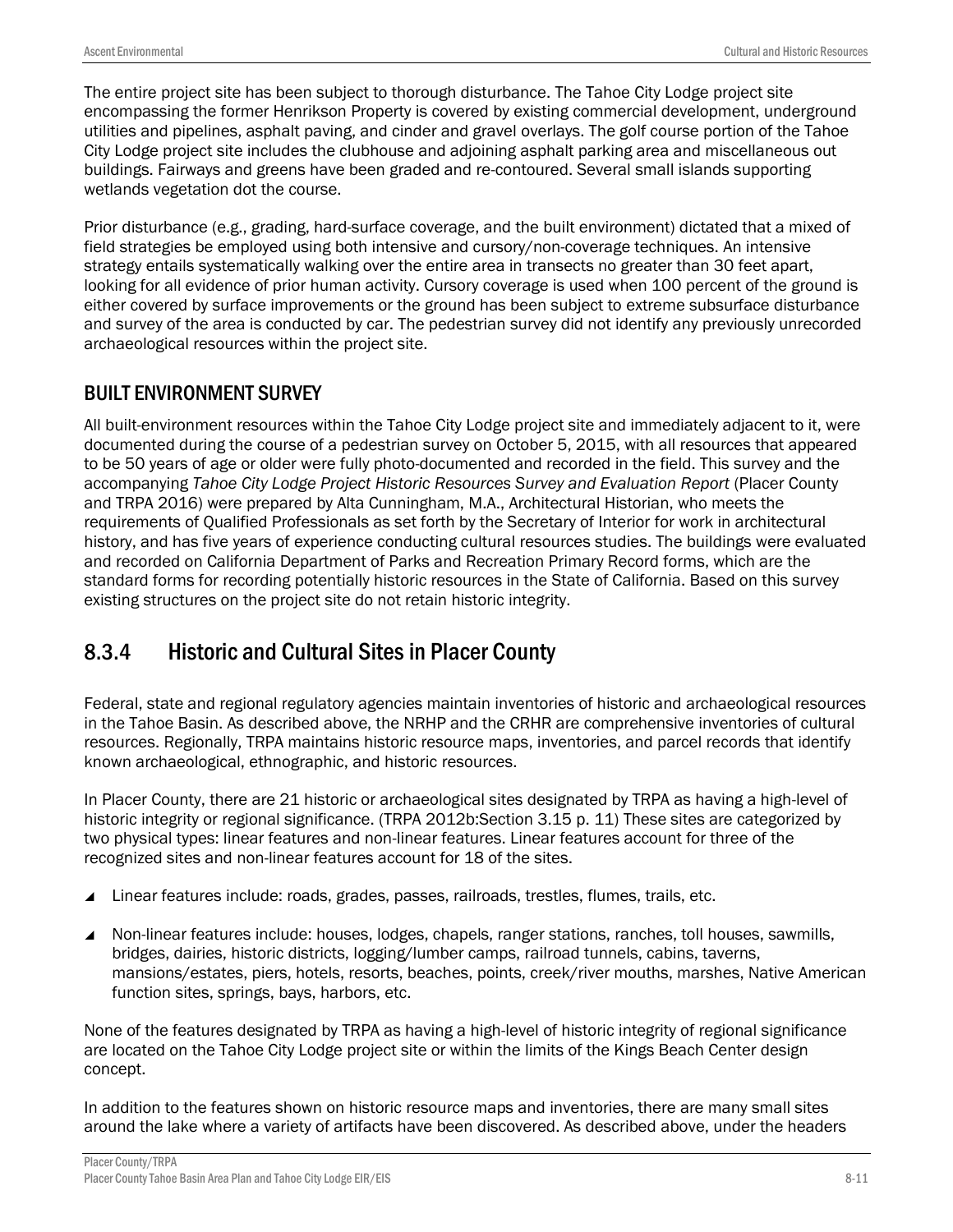The entire project site has been subject to thorough disturbance. The Tahoe City Lodge project site encompassing the former Henrikson Property is covered by existing commercial development, underground utilities and pipelines, asphalt paving, and cinder and gravel overlays. The golf course portion of the Tahoe City Lodge project site includes the clubhouse and adjoining asphalt parking area and miscellaneous out buildings. Fairways and greens have been graded and re-contoured. Several small islands supporting wetlands vegetation dot the course.

Prior disturbance (e.g., grading, hard-surface coverage, and the built environment) dictated that a mixed of field strategies be employed using both intensive and cursory/non-coverage techniques. An intensive strategy entails systematically walking over the entire area in transects no greater than 30 feet apart, looking for all evidence of prior human activity. Cursory coverage is used when 100 percent of the ground is either covered by surface improvements or the ground has been subject to extreme subsurface disturbance and survey of the area is conducted by car. The pedestrian survey did not identify any previously unrecorded archaeological resources within the project site.

### BUILT ENVIRONMENT SURVEY

All built-environment resources within the Tahoe City Lodge project site and immediately adjacent to it, were documented during the course of a pedestrian survey on October 5, 2015, with all resources that appeared to be 50 years of age or older were fully photo-documented and recorded in the field. This survey and the accompanying *Tahoe City Lodge Project Historic Resources Survey and Evaluation Report* (Placer County and TRPA 2016) were prepared by Alta Cunningham, M.A., Architectural Historian, who meets the requirements of Qualified Professionals as set forth by the Secretary of Interior for work in architectural history, and has five years of experience conducting cultural resources studies. The buildings were evaluated and recorded on California Department of Parks and Recreation Primary Record forms, which are the standard forms for recording potentially historic resources in the State of California. Based on this survey existing structures on the project site do not retain historic integrity.

## 8.3.4 Historic and Cultural Sites in Placer County

Federal, state and regional regulatory agencies maintain inventories of historic and archaeological resources in the Tahoe Basin. As described above, the NRHP and the CRHR are comprehensive inventories of cultural resources. Regionally, TRPA maintains historic resource maps, inventories, and parcel records that identify known archaeological, ethnographic, and historic resources.

In Placer County, there are 21 historic or archaeological sites designated by TRPA as having a high-level of historic integrity or regional significance. (TRPA 2012b:Section 3.15 p. 11) These sites are categorized by two physical types: linear features and non-linear features. Linear features account for three of the recognized sites and non-linear features account for 18 of the sites.

- Linear features include: roads, grades, passes, railroads, trestles, flumes, trails, etc.
- Non-linear features include: houses, lodges, chapels, ranger stations, ranches, toll houses, sawmills, bridges, dairies, historic districts, logging/lumber camps, railroad tunnels, cabins, taverns, mansions/estates, piers, hotels, resorts, beaches, points, creek/river mouths, marshes, Native American function sites, springs, bays, harbors, etc.

None of the features designated by TRPA as having a high-level of historic integrity of regional significance are located on the Tahoe City Lodge project site or within the limits of the Kings Beach Center design concept.

In addition to the features shown on historic resource maps and inventories, there are many small sites around the lake where a variety of artifacts have been discovered. As described above, under the headers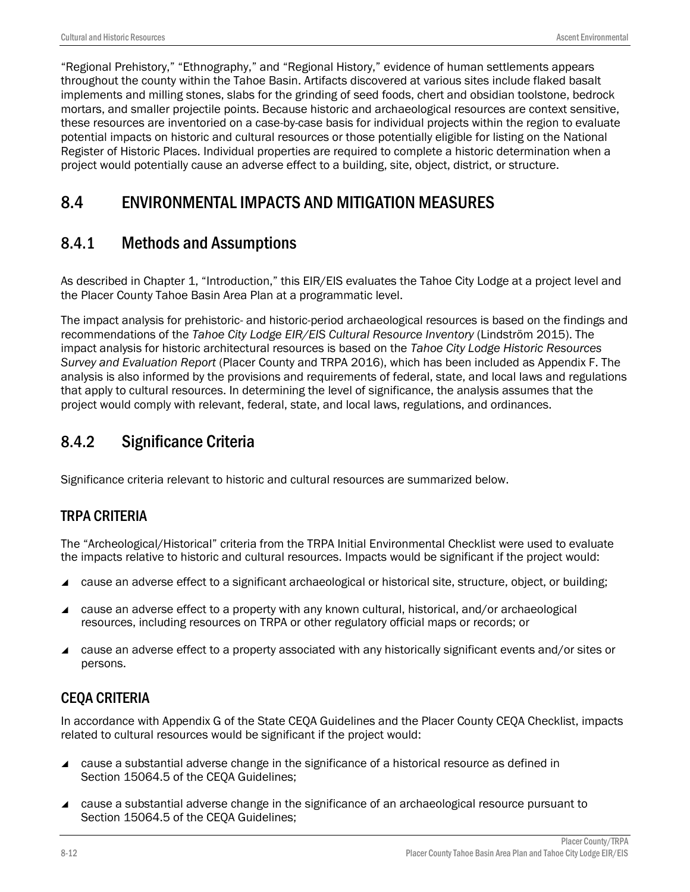"Regional Prehistory," "Ethnography," and "Regional History," evidence of human settlements appears throughout the county within the Tahoe Basin. Artifacts discovered at various sites include flaked basalt implements and milling stones, slabs for the grinding of seed foods, chert and obsidian toolstone, bedrock mortars, and smaller projectile points. Because historic and archaeological resources are context sensitive, these resources are inventoried on a case-by-case basis for individual projects within the region to evaluate potential impacts on historic and cultural resources or those potentially eligible for listing on the National Register of Historic Places. Individual properties are required to complete a historic determination when a project would potentially cause an adverse effect to a building, site, object, district, or structure.

## 8.4 ENVIRONMENTAL IMPACTS AND MITIGATION MEASURES

### 8.4.1 Methods and Assumptions

As described in Chapter 1, "Introduction," this EIR/EIS evaluates the Tahoe City Lodge at a project level and the Placer County Tahoe Basin Area Plan at a programmatic level.

The impact analysis for prehistoric- and historic-period archaeological resources is based on the findings and recommendations of the *Tahoe City Lodge EIR/EIS Cultural Resource Inventory* (Lindström 2015). The impact analysis for historic architectural resources is based on the *Tahoe City Lodge Historic Resources Survey and Evaluation Report* (Placer County and TRPA 2016), which has been included as Appendix F. The analysis is also informed by the provisions and requirements of federal, state, and local laws and regulations that apply to cultural resources. In determining the level of significance, the analysis assumes that the project would comply with relevant, federal, state, and local laws, regulations, and ordinances.

### 8.4.2 Significance Criteria

Significance criteria relevant to historic and cultural resources are summarized below.

#### TRPA CRITERIA

The "Archeological/Historical" criteria from the TRPA Initial Environmental Checklist were used to evaluate the impacts relative to historic and cultural resources. Impacts would be significant if the project would:

- cause an adverse effect to a significant archaeological or historical site, structure, object, or building;
- cause an adverse effect to a property with any known cultural, historical, and/or archaeological resources, including resources on TRPA or other regulatory official maps or records; or
- cause an adverse effect to a property associated with any historically significant events and/or sites or persons.

#### CEQA CRITERIA

In accordance with Appendix G of the State CEQA Guidelines and the Placer County CEQA Checklist, impacts related to cultural resources would be significant if the project would:

- cause a substantial adverse change in the significance of a historical resource as defined in Section 15064.5 of the CEQA Guidelines;
- cause a substantial adverse change in the significance of an archaeological resource pursuant to Section 15064.5 of the CEQA Guidelines;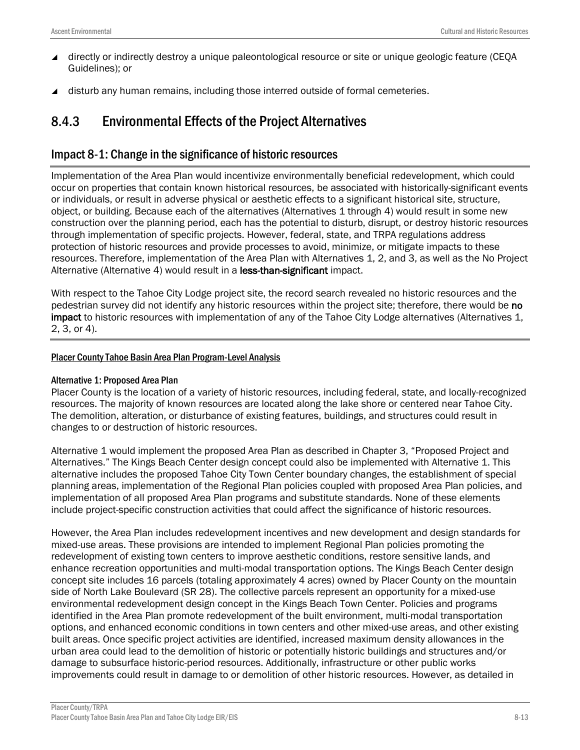- directly or indirectly destroy a unique paleontological resource or site or unique geologic feature (CEQA Guidelines); or
- disturb any human remains, including those interred outside of formal cemeteries.

## 8.4.3 Environmental Effects of the Project Alternatives

### Impact 8-1: Change in the significance of historic resources

Implementation of the Area Plan would incentivize environmentally beneficial redevelopment, which could occur on properties that contain known historical resources, be associated with historically-significant events or individuals, or result in adverse physical or aesthetic effects to a significant historical site, structure, object, or building. Because each of the alternatives (Alternatives 1 through 4) would result in some new construction over the planning period, each has the potential to disturb, disrupt, or destroy historic resources through implementation of specific projects. However, federal, state, and TRPA regulations address protection of historic resources and provide processes to avoid, minimize, or mitigate impacts to these resources. Therefore, implementation of the Area Plan with Alternatives 1, 2, and 3, as well as the No Project Alternative (Alternative 4) would result in a **less-than-significant** impact.

With respect to the Tahoe City Lodge project site, the record search revealed no historic resources and the pedestrian survey did not identify any historic resources within the project site; therefore, there would be **no impact** to historic resources with implementation of any of the Tahoe City Lodge alternatives (Alternatives 1, 2, 3, or 4).

#### Placer County Tahoe Basin Area Plan Program-Level Analysis

##### Alternative 1: Proposed Area Plan

Placer County is the location of a variety of historic resources, including federal, state, and locally-recognized resources. The majority of known resources are located along the lake shore or centered near Tahoe City. The demolition, alteration, or disturbance of existing features, buildings, and structures could result in changes to or destruction of historic resources.

Alternative 1 would implement the proposed Area Plan as described in Chapter 3, "Proposed Project and Alternatives." The Kings Beach Center design concept could also be implemented with Alternative 1. This alternative includes the proposed Tahoe City Town Center boundary changes, the establishment of special planning areas, implementation of the Regional Plan policies coupled with proposed Area Plan policies, and implementation of all proposed Area Plan programs and substitute standards. None of these elements include project-specific construction activities that could affect the significance of historic resources.

However, the Area Plan includes redevelopment incentives and new development and design standards for mixed-use areas. These provisions are intended to implement Regional Plan policies promoting the redevelopment of existing town centers to improve aesthetic conditions, restore sensitive lands, and enhance recreation opportunities and multi-modal transportation options. The Kings Beach Center design concept site includes 16 parcels (totaling approximately 4 acres) owned by Placer County on the mountain side of North Lake Boulevard (SR 28). The collective parcels represent an opportunity for a mixed-use environmental redevelopment design concept in the Kings Beach Town Center. Policies and programs identified in the Area Plan promote redevelopment of the built environment, multi-modal transportation options, and enhanced economic conditions in town centers and other mixed-use areas, and other existing built areas. Once specific project activities are identified, increased maximum density allowances in the urban area could lead to the demolition of historic or potentially historic buildings and structures and/or damage to subsurface historic-period resources. Additionally, infrastructure or other public works improvements could result in damage to or demolition of other historic resources. However, as detailed in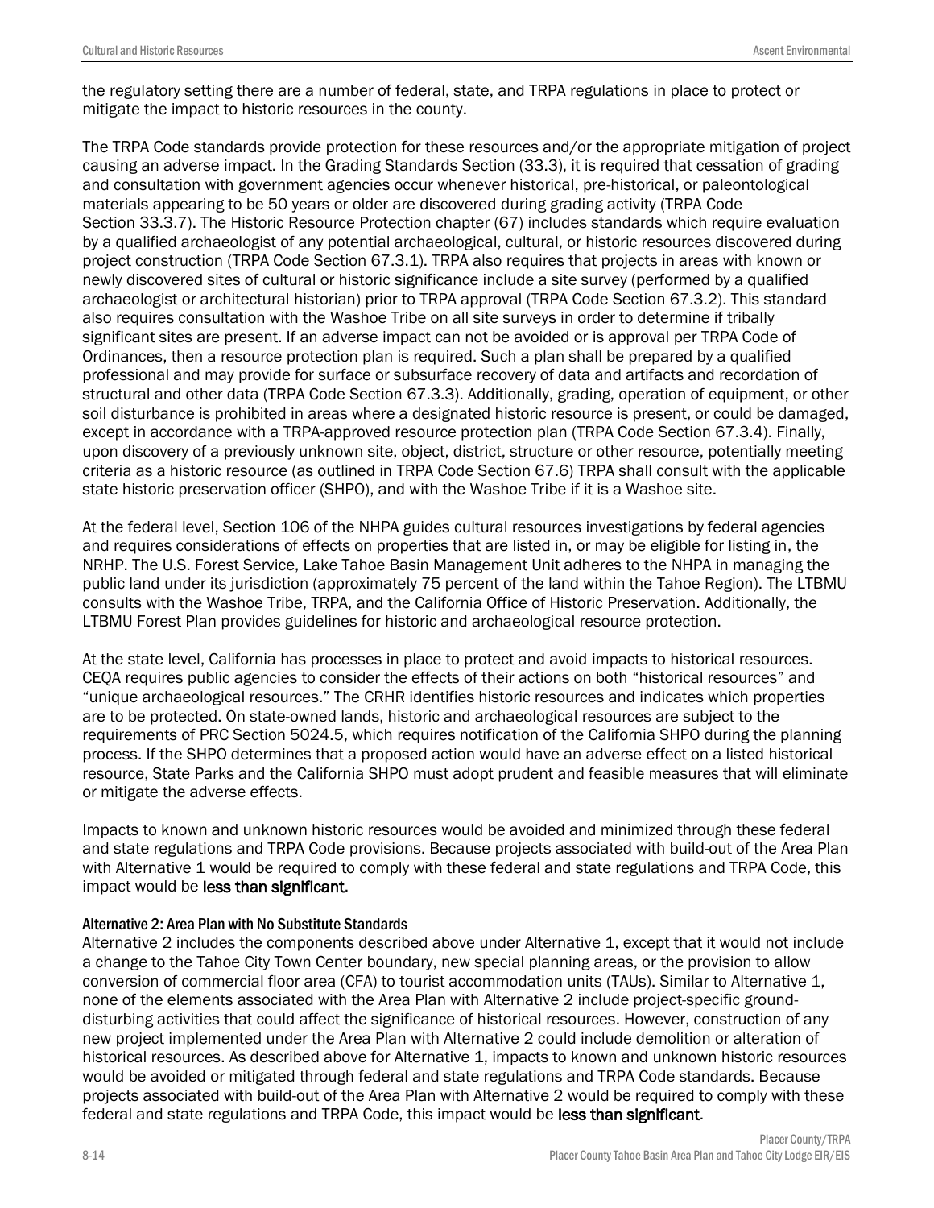the regulatory setting there are a number of federal, state, and TRPA regulations in place to protect or mitigate the impact to historic resources in the county.

The TRPA Code standards provide protection for these resources and/or the appropriate mitigation of project causing an adverse impact. In the Grading Standards Section (33.3), it is required that cessation of grading and consultation with government agencies occur whenever historical, pre-historical, or paleontological materials appearing to be 50 years or older are discovered during grading activity (TRPA Code Section 33.3.7). The Historic Resource Protection chapter (67) includes standards which require evaluation by a qualified archaeologist of any potential archaeological, cultural, or historic resources discovered during project construction (TRPA Code Section 67.3.1). TRPA also requires that projects in areas with known or newly discovered sites of cultural or historic significance include a site survey (performed by a qualified archaeologist or architectural historian) prior to TRPA approval (TRPA Code Section 67.3.2). This standard also requires consultation with the Washoe Tribe on all site surveys in order to determine if tribally significant sites are present. If an adverse impact can not be avoided or is approval per TRPA Code of Ordinances, then a resource protection plan is required. Such a plan shall be prepared by a qualified professional and may provide for surface or subsurface recovery of data and artifacts and recordation of structural and other data (TRPA Code Section 67.3.3). Additionally, grading, operation of equipment, or other soil disturbance is prohibited in areas where a designated historic resource is present, or could be damaged, except in accordance with a TRPA-approved resource protection plan (TRPA Code Section 67.3.4). Finally, upon discovery of a previously unknown site, object, district, structure or other resource, potentially meeting criteria as a historic resource (as outlined in TRPA Code Section 67.6) TRPA shall consult with the applicable state historic preservation officer (SHPO), and with the Washoe Tribe if it is a Washoe site.

At the federal level, Section 106 of the NHPA guides cultural resources investigations by federal agencies and requires considerations of effects on properties that are listed in, or may be eligible for listing in, the NRHP. The U.S. Forest Service, Lake Tahoe Basin Management Unit adheres to the NHPA in managing the public land under its jurisdiction (approximately 75 percent of the land within the Tahoe Region). The LTBMU consults with the Washoe Tribe, TRPA, and the California Office of Historic Preservation. Additionally, the LTBMU Forest Plan provides guidelines for historic and archaeological resource protection.

At the state level, California has processes in place to protect and avoid impacts to historical resources. CEQA requires public agencies to consider the effects of their actions on both "historical resources" and "unique archaeological resources." The CRHR identifies historic resources and indicates which properties are to be protected. On state-owned lands, historic and archaeological resources are subject to the requirements of PRC Section 5024.5, which requires notification of the California SHPO during the planning process. If the SHPO determines that a proposed action would have an adverse effect on a listed historical resource, State Parks and the California SHPO must adopt prudent and feasible measures that will eliminate or mitigate the adverse effects.

Impacts to known and unknown historic resources would be avoided and minimized through these federal and state regulations and TRPA Code provisions. Because projects associated with build-out of the Area Plan with Alternative 1 would be required to comply with these federal and state regulations and TRPA Code, this impact would be **less than significant**.

#### Alternative 2: Area Plan with No Substitute Standards

Alternative 2 includes the components described above under Alternative 1, except that it would not include a change to the Tahoe City Town Center boundary, new special planning areas, or the provision to allow conversion of commercial floor area (CFA) to tourist accommodation units (TAUs). Similar to Alternative 1, none of the elements associated with the Area Plan with Alternative 2 include project-specific ground-disturbing activities that could affect the significance of historical resources. However, construction of any new project implemented under the Area Plan with Alternative 2 could include demolition or alteration of historical resources. As described above for Alternative 1, impacts to known and unknown historic resources would be avoided or mitigated through federal and state regulations and TRPA Code standards. Because projects associated with build-out of the Area Plan with Alternative 2 would be required to comply with these federal and state regulations and TRPA Code, this impact would be **less than significant**.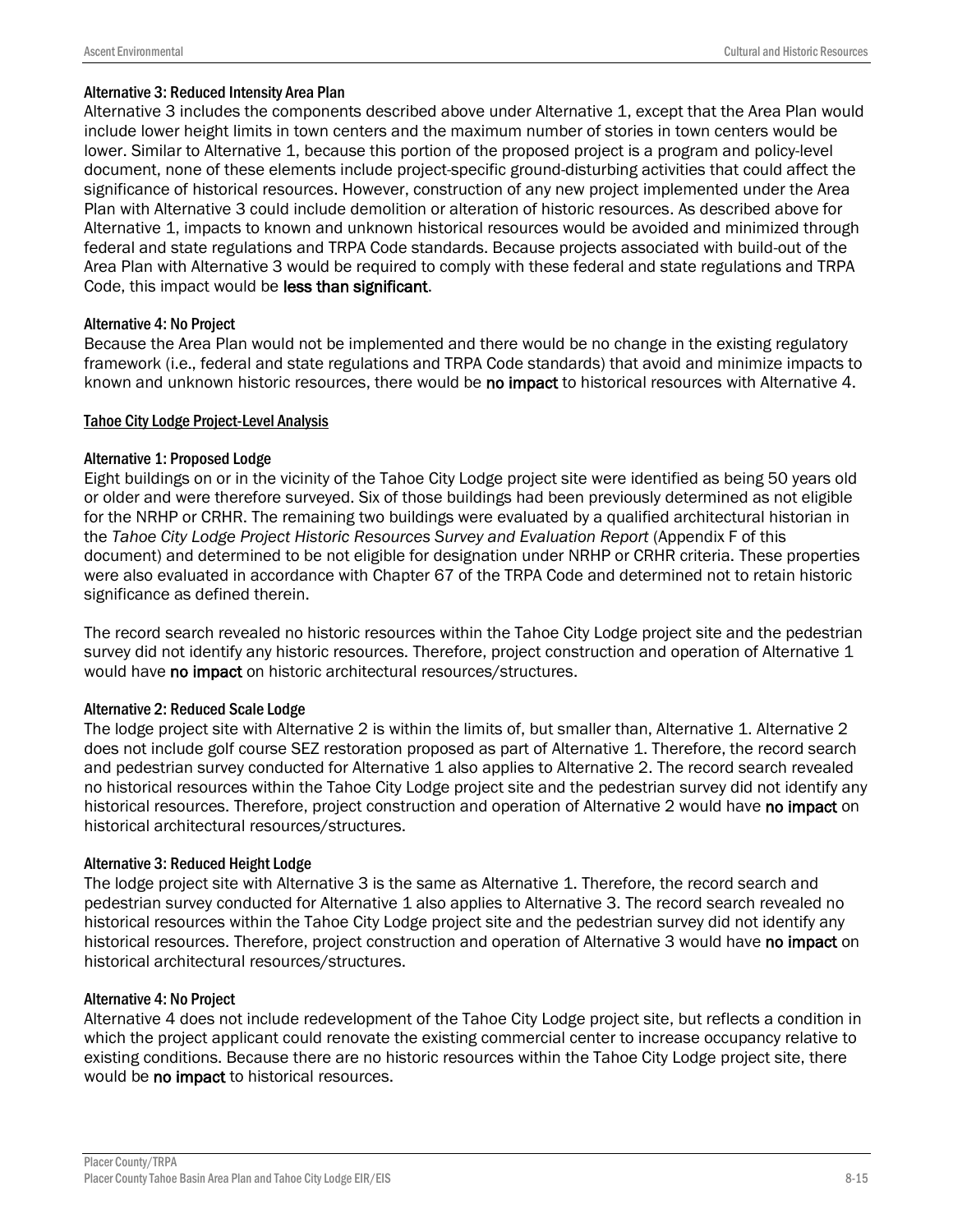#### Alternative 3: Reduced Intensity Area Plan

Alternative 3 includes the components described above under Alternative 1, except that the Area Plan would include lower height limits in town centers and the maximum number of stories in town centers would be lower. Similar to Alternative 1, because this portion of the proposed project is a program and policy-level document, none of these elements include project-specific ground-disturbing activities that could affect the significance of historical resources. However, construction of any new project implemented under the Area Plan with Alternative 3 could include demolition or alteration of historic resources. As described above for Alternative 1, impacts to known and unknown historical resources would be avoided and minimized through federal and state regulations and TRPA Code standards. Because projects associated with build-out of the Area Plan with Alternative 3 would be required to comply with these federal and state regulations and TRPA Code, this impact would be **less than significant**.

#### Alternative 4: No Project

Because the Area Plan would not be implemented and there would be no change in the existing regulatory framework (i.e., federal and state regulations and TRPA Code standards) that avoid and minimize impacts to known and unknown historic resources, there would be **no impact** to historical resources with Alternative 4.

### Tahoe City Lodge Project-Level Analysis

#### Alternative 1: Proposed Lodge

Eight buildings on or in the vicinity of the Tahoe City Lodge project site were identified as being 50 years old or older and were therefore surveyed. Six of those buildings had been previously determined as not eligible for the NRHP or CRHR. The remaining two buildings were evaluated by a qualified architectural historian in the *Tahoe City Lodge Project Historic Resources Survey and Evaluation Report* (Appendix F of this document) and determined to be not eligible for designation under NRHP or CRHR criteria. These properties were also evaluated in accordance with Chapter 67 of the TRPA Code and determined not to retain historic significance as defined therein.

The record search revealed no historic resources within the Tahoe City Lodge project site and the pedestrian survey did not identify any historic resources. Therefore, project construction and operation of Alternative 1 would have **no impact** on historic architectural resources/structures.

#### Alternative 2: Reduced Scale Lodge

The lodge project site with Alternative 2 is within the limits of, but smaller than, Alternative 1. Alternative 2 does not include golf course SEZ restoration proposed as part of Alternative 1. Therefore, the record search and pedestrian survey conducted for Alternative 1 also applies to Alternative 2. The record search revealed no historical resources within the Tahoe City Lodge project site and the pedestrian survey did not identify any historical resources. Therefore, project construction and operation of Alternative 2 would have **no impact** on historical architectural resources/structures.

#### Alternative 3: Reduced Height Lodge

The lodge project site with Alternative 3 is the same as Alternative 1. Therefore, the record search and pedestrian survey conducted for Alternative 1 also applies to Alternative 3. The record search revealed no historical resources within the Tahoe City Lodge project site and the pedestrian survey did not identify any historical resources. Therefore, project construction and operation of Alternative 3 would have **no impact** on historical architectural resources/structures.

#### Alternative 4: No Project

Alternative 4 does not include redevelopment of the Tahoe City Lodge project site, but reflects a condition in which the project applicant could renovate the existing commercial center to increase occupancy relative to existing conditions. Because there are no historic resources within the Tahoe City Lodge project site, there would be **no impact** to historical resources.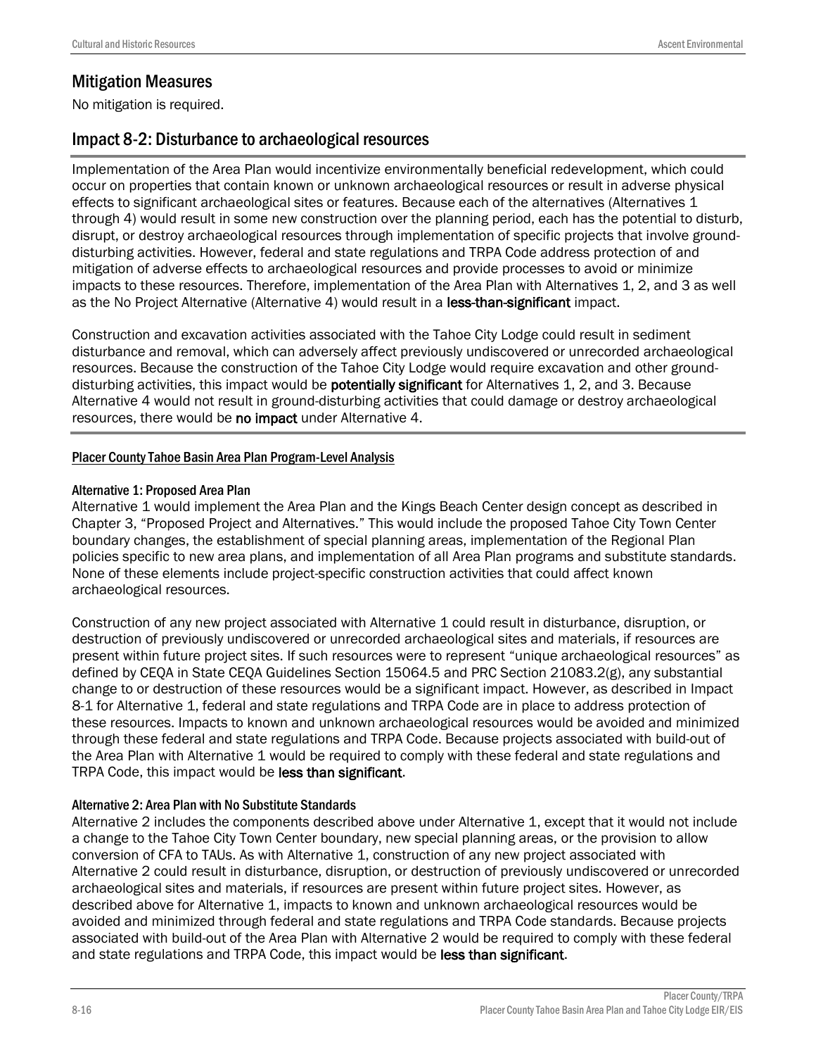## Mitigation Measures

No mitigation is required.

## Impact 8-2: Disturbance to archaeological resources

Implementation of the Area Plan would incentivize environmentally beneficial redevelopment, which could occur on properties that contain known or unknown archaeological resources or result in adverse physical effects to significant archaeological sites or features. Because each of the alternatives (Alternatives 1 through 4) would result in some new construction over the planning period, each has the potential to disturb, disrupt, or destroy archaeological resources through implementation of specific projects that involve ground-disturbing activities. However, federal and state regulations and TRPA Code address protection of and mitigation of adverse effects to archaeological resources and provide processes to avoid or minimize impacts to these resources. Therefore, implementation of the Area Plan with Alternatives 1, 2, and 3 as well as the No Project Alternative (Alternative 4) would result in a **less-than-significant** impact.

Construction and excavation activities associated with the Tahoe City Lodge could result in sediment disturbance and removal, which can adversely affect previously undiscovered or unrecorded archaeological resources. Because the construction of the Tahoe City Lodge would require excavation and other ground-disturbing activities, this impact would be **potentially significant** for Alternatives 1, 2, and 3. Because Alternative 4 would not result in ground-disturbing activities that could damage or destroy archaeological resources, there would be **no impact** under Alternative 4.

### Placer County Tahoe Basin Area Plan Program-Level Analysis

#### Alternative 1: Proposed Area Plan

Alternative 1 would implement the Area Plan and the Kings Beach Center design concept as described in Chapter 3, "Proposed Project and Alternatives." This would include the proposed Tahoe City Town Center boundary changes, the establishment of special planning areas, implementation of the Regional Plan policies specific to new area plans, and implementation of all Area Plan programs and substitute standards. None of these elements include project-specific construction activities that could affect known archaeological resources.

Construction of any new project associated with Alternative 1 could result in disturbance, disruption, or destruction of previously undiscovered or unrecorded archaeological sites and materials, if resources are present within future project sites. If such resources were to represent "unique archaeological resources" as defined by CEQA in State CEQA Guidelines Section 15064.5 and PRC Section 21083.2(g), any substantial change to or destruction of these resources would be a significant impact. However, as described in Impact 8-1 for Alternative 1, federal and state regulations and TRPA Code are in place to address protection of these resources. Impacts to known and unknown archaeological resources would be avoided and minimized through these federal and state regulations and TRPA Code. Because projects associated with build-out of the Area Plan with Alternative 1 would be required to comply with these federal and state regulations and TRPA Code, this impact would be **less than significant**.

#### Alternative 2: Area Plan with No Substitute Standards

Alternative 2 includes the components described above under Alternative 1, except that it would not include a change to the Tahoe City Town Center boundary, new special planning areas, or the provision to allow conversion of CFA to TAUs. As with Alternative 1, construction of any new project associated with Alternative 2 could result in disturbance, disruption, or destruction of previously undiscovered or unrecorded archaeological sites and materials, if resources are present within future project sites. However, as described above for Alternative 1, impacts to known and unknown archaeological resources would be avoided and minimized through federal and state regulations and TRPA Code standards. Because projects associated with build-out of the Area Plan with Alternative 2 would be required to comply with these federal and state regulations and TRPA Code, this impact would be **less than significant**.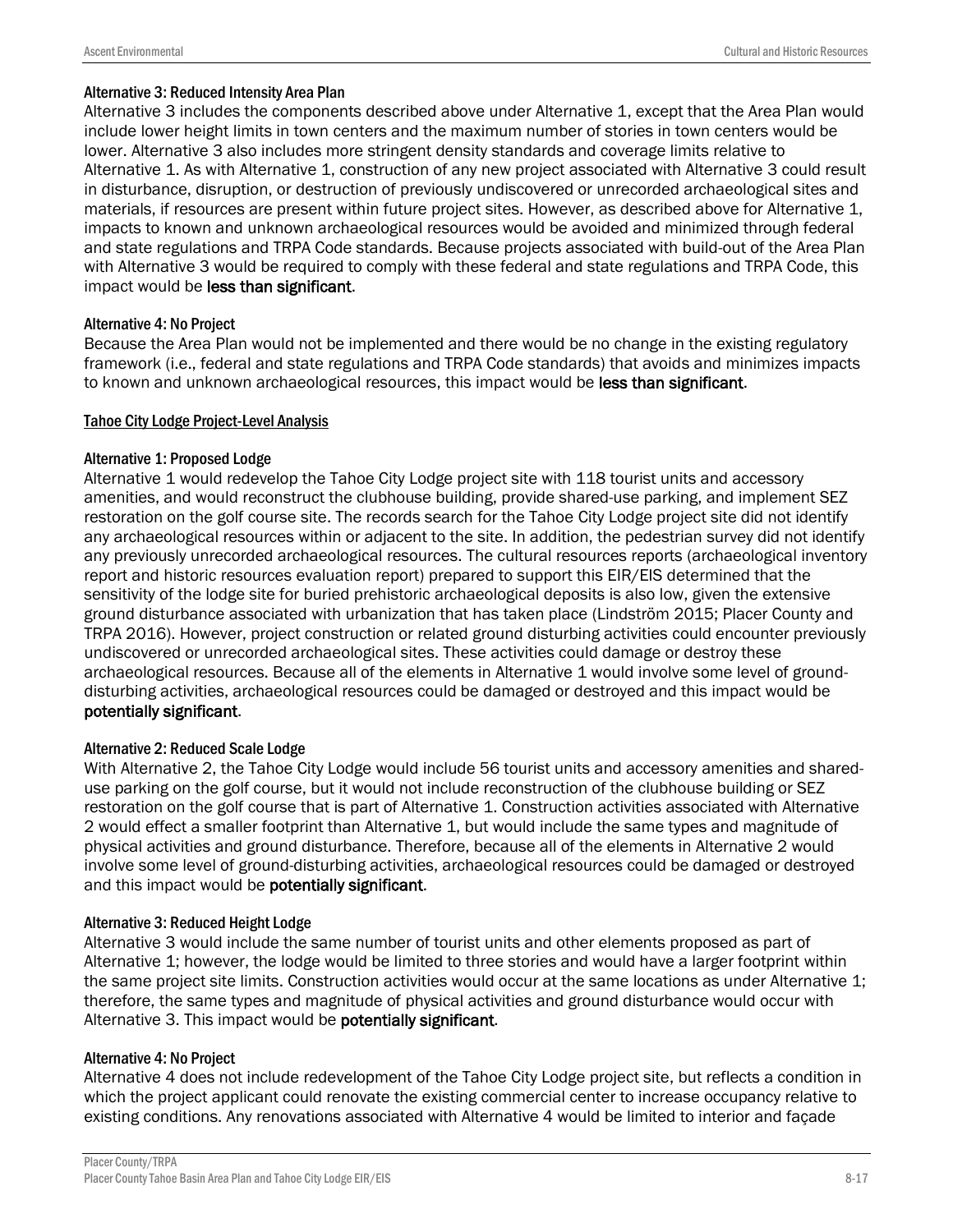#### Alternative 3: Reduced Intensity Area Plan

Alternative 3 includes the components described above under Alternative 1, except that the Area Plan would include lower height limits in town centers and the maximum number of stories in town centers would be lower. Alternative 3 also includes more stringent density standards and coverage limits relative to Alternative 1. As with Alternative 1, construction of any new project associated with Alternative 3 could result in disturbance, disruption, or destruction of previously undiscovered or unrecorded archaeological sites and materials, if resources are present within future project sites. However, as described above for Alternative 1, impacts to known and unknown archaeological resources would be avoided and minimized through federal and state regulations and TRPA Code standards. Because projects associated with build-out of the Area Plan with Alternative 3 would be required to comply with these federal and state regulations and TRPA Code, this impact would be **less than significant**.

#### Alternative 4: No Project

Because the Area Plan would not be implemented and there would be no change in the existing regulatory framework (i.e., federal and state regulations and TRPA Code standards) that avoids and minimizes impacts to known and unknown archaeological resources, this impact would be **less than significant**.

### Tahoe City Lodge Project-Level Analysis

#### Alternative 1: Proposed Lodge

Alternative 1 would redevelop the Tahoe City Lodge project site with 118 tourist units and accessory amenities, and would reconstruct the clubhouse building, provide shared-use parking, and implement SEZ restoration on the golf course site. The records search for the Tahoe City Lodge project site did not identify any archaeological resources within or adjacent to the site. In addition, the pedestrian survey did not identify any previously unrecorded archaeological resources. The cultural resources reports (archaeological inventory report and historic resources evaluation report) prepared to support this EIR/EIS determined that the sensitivity of the lodge site for buried prehistoric archaeological deposits is also low, given the extensive ground disturbance associated with urbanization that has taken place (Lindström 2015; Placer County and TRPA 2016). However, project construction or related ground disturbing activities could encounter previously undiscovered or unrecorded archaeological sites. These activities could damage or destroy these archaeological resources. Because all of the elements in Alternative 1 would involve some level of ground-disturbing activities, archaeological resources could be damaged or destroyed and this impact would be **potentially significant**.

#### Alternative 2: Reduced Scale Lodge

With Alternative 2, the Tahoe City Lodge would include 56 tourist units and accessory amenities and shared-use parking on the golf course, but it would not include reconstruction of the clubhouse building or SEZ restoration on the golf course that is part of Alternative 1. Construction activities associated with Alternative 2 would effect a smaller footprint than Alternative 1, but would include the same types and magnitude of physical activities and ground disturbance. Therefore, because all of the elements in Alternative 2 would involve some level of ground-disturbing activities, archaeological resources could be damaged or destroyed and this impact would be **potentially significant**.

#### Alternative 3: Reduced Height Lodge

Alternative 3 would include the same number of tourist units and other elements proposed as part of Alternative 1; however, the lodge would be limited to three stories and would have a larger footprint within the same project site limits. Construction activities would occur at the same locations as under Alternative 1; therefore, the same types and magnitude of physical activities and ground disturbance would occur with Alternative 3. This impact would be **potentially significant**.

#### Alternative 4: No Project

Alternative 4 does not include redevelopment of the Tahoe City Lodge project site, but reflects a condition in which the project applicant could renovate the existing commercial center to increase occupancy relative to existing conditions. Any renovations associated with Alternative 4 would be limited to interior and façade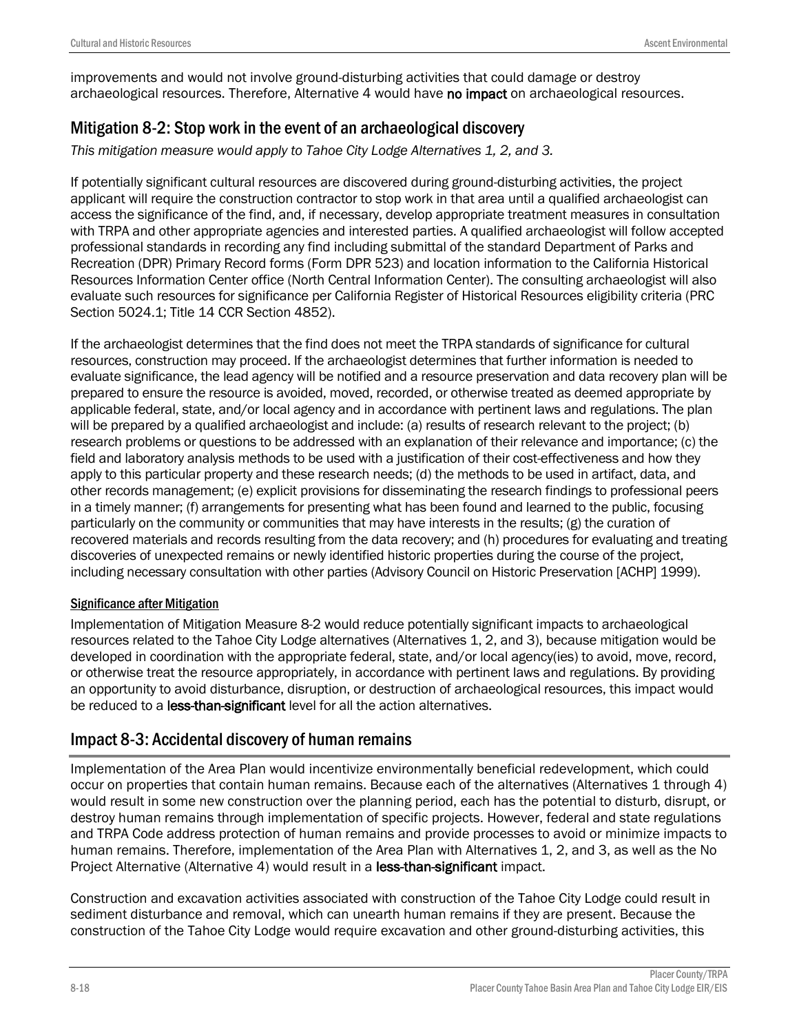improvements and would not involve ground-disturbing activities that could damage or destroy archaeological resources. Therefore, Alternative 4 would have **no impact** on archaeological resources.

## Mitigation 8-2: Stop work in the event of an archaeological discovery

*This mitigation measure would apply to Tahoe City Lodge Alternatives 1, 2, and 3.*

If potentially significant cultural resources are discovered during ground-disturbing activities, the project applicant will require the construction contractor to stop work in that area until a qualified archaeologist can access the significance of the find, and, if necessary, develop appropriate treatment measures in consultation with TRPA and other appropriate agencies and interested parties. A qualified archaeologist will follow accepted professional standards in recording any find including submittal of the standard Department of Parks and Recreation (DPR) Primary Record forms (Form DPR 523) and location information to the California Historical Resources Information Center office (North Central Information Center). The consulting archaeologist will also evaluate such resources for significance per California Register of Historical Resources eligibility criteria (PRC Section 5024.1; Title 14 CCR Section 4852).

If the archaeologist determines that the find does not meet the TRPA standards of significance for cultural resources, construction may proceed. If the archaeologist determines that further information is needed to evaluate significance, the lead agency will be notified and a resource preservation and data recovery plan will be prepared to ensure the resource is avoided, moved, recorded, or otherwise treated as deemed appropriate by applicable federal, state, and/or local agency and in accordance with pertinent laws and regulations. The plan will be prepared by a qualified archaeologist and include: (a) results of research relevant to the project; (b) research problems or questions to be addressed with an explanation of their relevance and importance; (c) the field and laboratory analysis methods to be used with a justification of their cost-effectiveness and how they apply to this particular property and these research needs; (d) the methods to be used in artifact, data, and other records management; (e) explicit provisions for disseminating the research findings to professional peers in a timely manner; (f) arrangements for presenting what has been found and learned to the public, focusing particularly on the community or communities that may have interests in the results; (g) the curation of recovered materials and records resulting from the data recovery; and (h) procedures for evaluating and treating discoveries of unexpected remains or newly identified historic properties during the course of the project, including necessary consultation with other parties (Advisory Council on Historic Preservation [ACHP] 1999).

### Significance after Mitigation

Implementation of Mitigation Measure 8-2 would reduce potentially significant impacts to archaeological resources related to the Tahoe City Lodge alternatives (Alternatives 1, 2, and 3), because mitigation would be developed in coordination with the appropriate federal, state, and/or local agency(ies) to avoid, move, record, or otherwise treat the resource appropriately, in accordance with pertinent laws and regulations. By providing an opportunity to avoid disturbance, disruption, or destruction of archaeological resources, this impact would be reduced to a **less-than-significant** level for all the action alternatives.

## Impact 8-3: Accidental discovery of human remains

Implementation of the Area Plan would incentivize environmentally beneficial redevelopment, which could occur on properties that contain human remains. Because each of the alternatives (Alternatives 1 through 4) would result in some new construction over the planning period, each has the potential to disturb, disrupt, or destroy human remains through implementation of specific projects. However, federal and state regulations and TRPA Code address protection of human remains and provide processes to avoid or minimize impacts to human remains. Therefore, implementation of the Area Plan with Alternatives 1, 2, and 3, as well as the No Project Alternative (Alternative 4) would result in a **less-than-significant** impact.

Construction and excavation activities associated with construction of the Tahoe City Lodge could result in sediment disturbance and removal, which can unearth human remains if they are present. Because the construction of the Tahoe City Lodge would require excavation and other ground-disturbing activities, this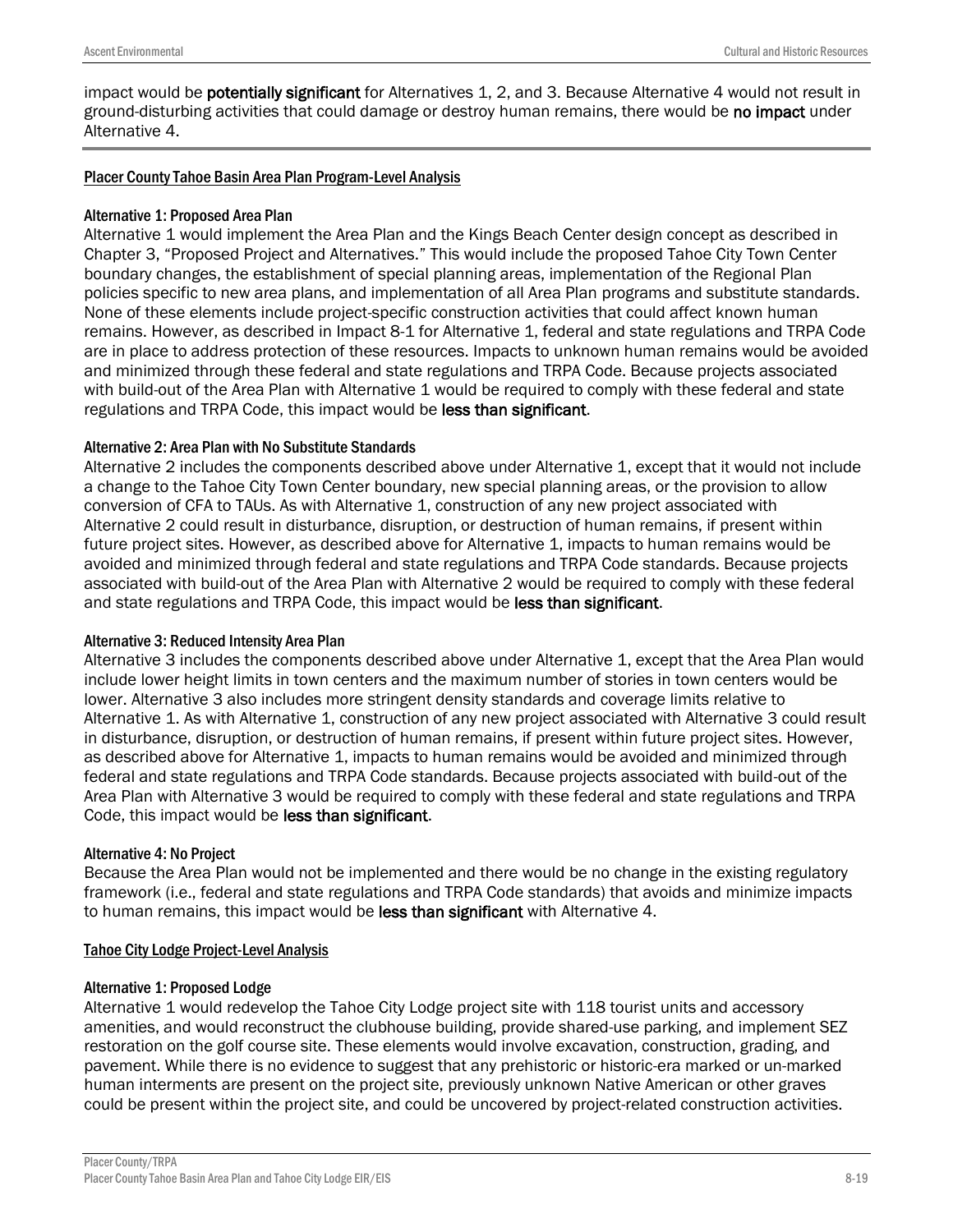impact would be **potentially significant** for Alternatives 1, 2, and 3. Because Alternative 4 would not result in ground-disturbing activities that could damage or destroy human remains, there would be **no impact** under Alternative 4.

---

### Placer County Tahoe Basin Area Plan Program-Level Analysis

#### Alternative 1: Proposed Area Plan

Alternative 1 would implement the Area Plan and the Kings Beach Center design concept as described in Chapter 3, "Proposed Project and Alternatives." This would include the proposed Tahoe City Town Center boundary changes, the establishment of special planning areas, implementation of the Regional Plan policies specific to new area plans, and implementation of all Area Plan programs and substitute standards. None of these elements include project-specific construction activities that could affect known human remains. However, as described in Impact 8-1 for Alternative 1, federal and state regulations and TRPA Code are in place to address protection of these resources. Impacts to unknown human remains would be avoided and minimized through these federal and state regulations and TRPA Code. Because projects associated with build-out of the Area Plan with Alternative 1 would be required to comply with these federal and state regulations and TRPA Code, this impact would be **less than significant**.

#### Alternative 2: Area Plan with No Substitute Standards

Alternative 2 includes the components described above under Alternative 1, except that it would not include a change to the Tahoe City Town Center boundary, new special planning areas, or the provision to allow conversion of CFA to TAUs. As with Alternative 1, construction of any new project associated with Alternative 2 could result in disturbance, disruption, or destruction of human remains, if present within future project sites. However, as described above for Alternative 1, impacts to human remains would be avoided and minimized through federal and state regulations and TRPA Code standards. Because projects associated with build-out of the Area Plan with Alternative 2 would be required to comply with these federal and state regulations and TRPA Code, this impact would be **less than significant**.

#### Alternative 3: Reduced Intensity Area Plan

Alternative 3 includes the components described above under Alternative 1, except that the Area Plan would include lower height limits in town centers and the maximum number of stories in town centers would be lower. Alternative 3 also includes more stringent density standards and coverage limits relative to Alternative 1. As with Alternative 1, construction of any new project associated with Alternative 3 could result in disturbance, disruption, or destruction of human remains, if present within future project sites. However, as described above for Alternative 1, impacts to human remains would be avoided and minimized through federal and state regulations and TRPA Code standards. Because projects associated with build-out of the Area Plan with Alternative 3 would be required to comply with these federal and state regulations and TRPA Code, this impact would be **less than significant**.

#### Alternative 4: No Project

Because the Area Plan would not be implemented and there would be no change in the existing regulatory framework (i.e., federal and state regulations and TRPA Code standards) that avoids and minimize impacts to human remains, this impact would be **less than significant** with Alternative 4.

### Tahoe City Lodge Project-Level Analysis

#### Alternative 1: Proposed Lodge

Alternative 1 would redevelop the Tahoe City Lodge project site with 118 tourist units and accessory amenities, and would reconstruct the clubhouse building, provide shared-use parking, and implement SEZ restoration on the golf course site. These elements would involve excavation, construction, grading, and pavement. While there is no evidence to suggest that any prehistoric or historic-era marked or un-marked human interments are present on the project site, previously unknown Native American or other graves could be present within the project site, and could be uncovered by project-related construction activities.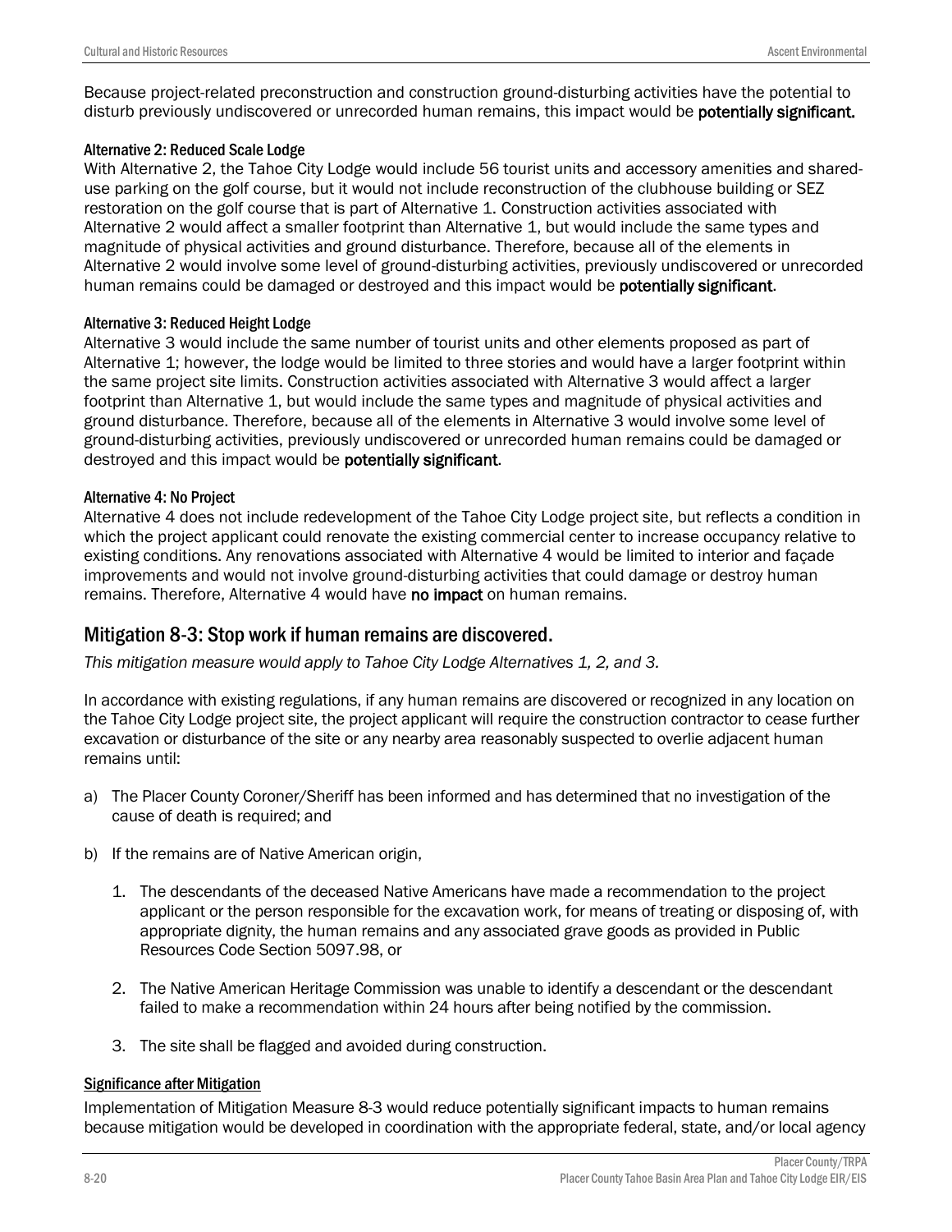Because project-related preconstruction and construction ground-disturbing activities have the potential to disturb previously undiscovered or unrecorded human remains, this impact would be **potentially significant.**

#### Alternative 2: Reduced Scale Lodge

With Alternative 2, the Tahoe City Lodge would include 56 tourist units and accessory amenities and shared-use parking on the golf course, but it would not include reconstruction of the clubhouse building or SEZ restoration on the golf course that is part of Alternative 1. Construction activities associated with Alternative 2 would affect a smaller footprint than Alternative 1, but would include the same types and magnitude of physical activities and ground disturbance. Therefore, because all of the elements in Alternative 2 would involve some level of ground-disturbing activities, previously undiscovered or unrecorded human remains could be damaged or destroyed and this impact would be **potentially significant**.

#### Alternative 3: Reduced Height Lodge

Alternative 3 would include the same number of tourist units and other elements proposed as part of Alternative 1; however, the lodge would be limited to three stories and would have a larger footprint within the same project site limits. Construction activities associated with Alternative 3 would affect a larger footprint than Alternative 1, but would include the same types and magnitude of physical activities and ground disturbance. Therefore, because all of the elements in Alternative 3 would involve some level of ground-disturbing activities, previously undiscovered or unrecorded human remains could be damaged or destroyed and this impact would be **potentially significant**.

#### Alternative 4: No Project

Alternative 4 does not include redevelopment of the Tahoe City Lodge project site, but reflects a condition in which the project applicant could renovate the existing commercial center to increase occupancy relative to existing conditions. Any renovations associated with Alternative 4 would be limited to interior and façade improvements and would not involve ground-disturbing activities that could damage or destroy human remains. Therefore, Alternative 4 would have **no impact** on human remains.

## Mitigation 8-3: Stop work if human remains are discovered.

*This mitigation measure would apply to Tahoe City Lodge Alternatives 1, 2, and 3.*

In accordance with existing regulations, if any human remains are discovered or recognized in any location on the Tahoe City Lodge project site, the project applicant will require the construction contractor to cease further excavation or disturbance of the site or any nearby area reasonably suspected to overlie adjacent human remains until:

a) The Placer County Coroner/Sheriff has been informed and has determined that no investigation of the cause of death is required; and

b) If the remains are of Native American origin,

   1. The descendants of the deceased Native Americans have made a recommendation to the project applicant or the person responsible for the excavation work, for means of treating or disposing of, with appropriate dignity, the human remains and any associated grave goods as provided in Public Resources Code Section 5097.98, or

   2. The Native American Heritage Commission was unable to identify a descendant or the descendant failed to make a recommendation within 24 hours after being notified by the commission.

   3. The site shall be flagged and avoided during construction.

#### Significance after Mitigation

Implementation of Mitigation Measure 8-3 would reduce potentially significant impacts to human remains because mitigation would be developed in coordination with the appropriate federal, state, and/or local agency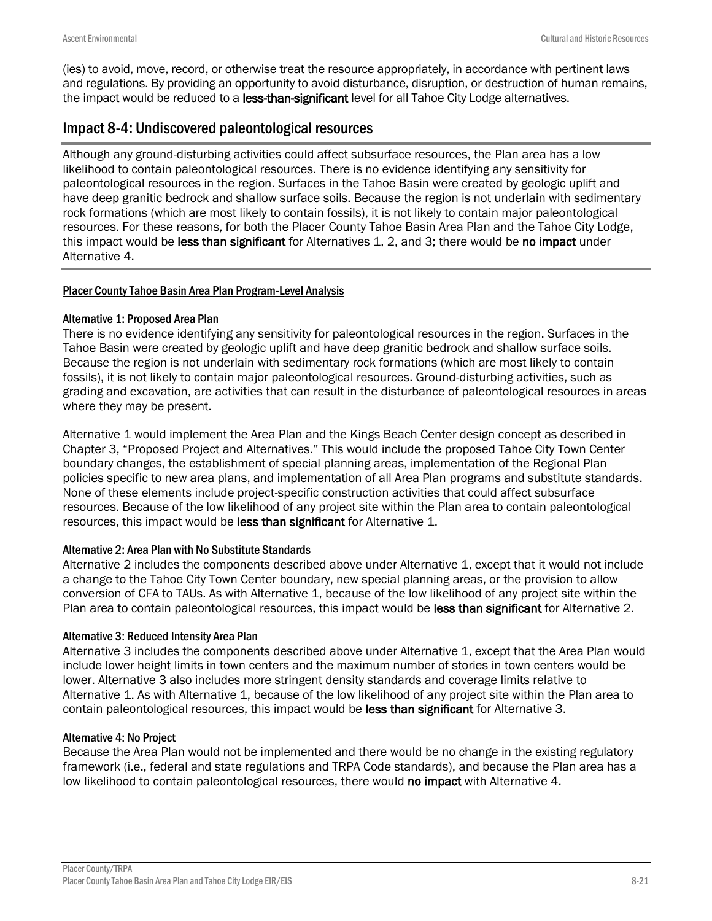(ies) to avoid, move, record, or otherwise treat the resource appropriately, in accordance with pertinent laws and regulations. By providing an opportunity to avoid disturbance, disruption, or destruction of human remains, the impact would be reduced to a **less-than-significant** level for all Tahoe City Lodge alternatives.

## Impact 8-4: Undiscovered paleontological resources

Although any ground-disturbing activities could affect subsurface resources, the Plan area has a low likelihood to contain paleontological resources. There is no evidence identifying any sensitivity for paleontological resources in the region. Surfaces in the Tahoe Basin were created by geologic uplift and have deep granitic bedrock and shallow surface soils. Because the region is not underlain with sedimentary rock formations (which are most likely to contain fossils), it is not likely to contain major paleontological resources. For these reasons, for both the Placer County Tahoe Basin Area Plan and the Tahoe City Lodge, this impact would be **less than significant** for Alternatives 1, 2, and 3; there would be **no impact** under Alternative 4.

### Placer County Tahoe Basin Area Plan Program-Level Analysis

#### Alternative 1: Proposed Area Plan

There is no evidence identifying any sensitivity for paleontological resources in the region. Surfaces in the Tahoe Basin were created by geologic uplift and have deep granitic bedrock and shallow surface soils. Because the region is not underlain with sedimentary rock formations (which are most likely to contain fossils), it is not likely to contain major paleontological resources. Ground-disturbing activities, such as grading and excavation, are activities that can result in the disturbance of paleontological resources in areas where they may be present.

Alternative 1 would implement the Area Plan and the Kings Beach Center design concept as described in Chapter 3, "Proposed Project and Alternatives." This would include the proposed Tahoe City Town Center boundary changes, the establishment of special planning areas, implementation of the Regional Plan policies specific to new area plans, and implementation of all Area Plan programs and substitute standards. None of these elements include project-specific construction activities that could affect subsurface resources. Because of the low likelihood of any project site within the Plan area to contain paleontological resources, this impact would be **less than significant** for Alternative 1.

#### Alternative 2: Area Plan with No Substitute Standards

Alternative 2 includes the components described above under Alternative 1, except that it would not include a change to the Tahoe City Town Center boundary, new special planning areas, or the provision to allow conversion of CFA to TAUs. As with Alternative 1, because of the low likelihood of any project site within the Plan area to contain paleontological resources, this impact would be **less than significant** for Alternative 2.

#### Alternative 3: Reduced Intensity Area Plan

Alternative 3 includes the components described above under Alternative 1, except that the Area Plan would include lower height limits in town centers and the maximum number of stories in town centers would be lower. Alternative 3 also includes more stringent density standards and coverage limits relative to Alternative 1. As with Alternative 1, because of the low likelihood of any project site within the Plan area to contain paleontological resources, this impact would be **less than significant** for Alternative 3.

#### Alternative 4: No Project

Because the Area Plan would not be implemented and there would be no change in the existing regulatory framework (i.e., federal and state regulations and TRPA Code standards), and because the Plan area has a low likelihood to contain paleontological resources, there would **no impact** with Alternative 4.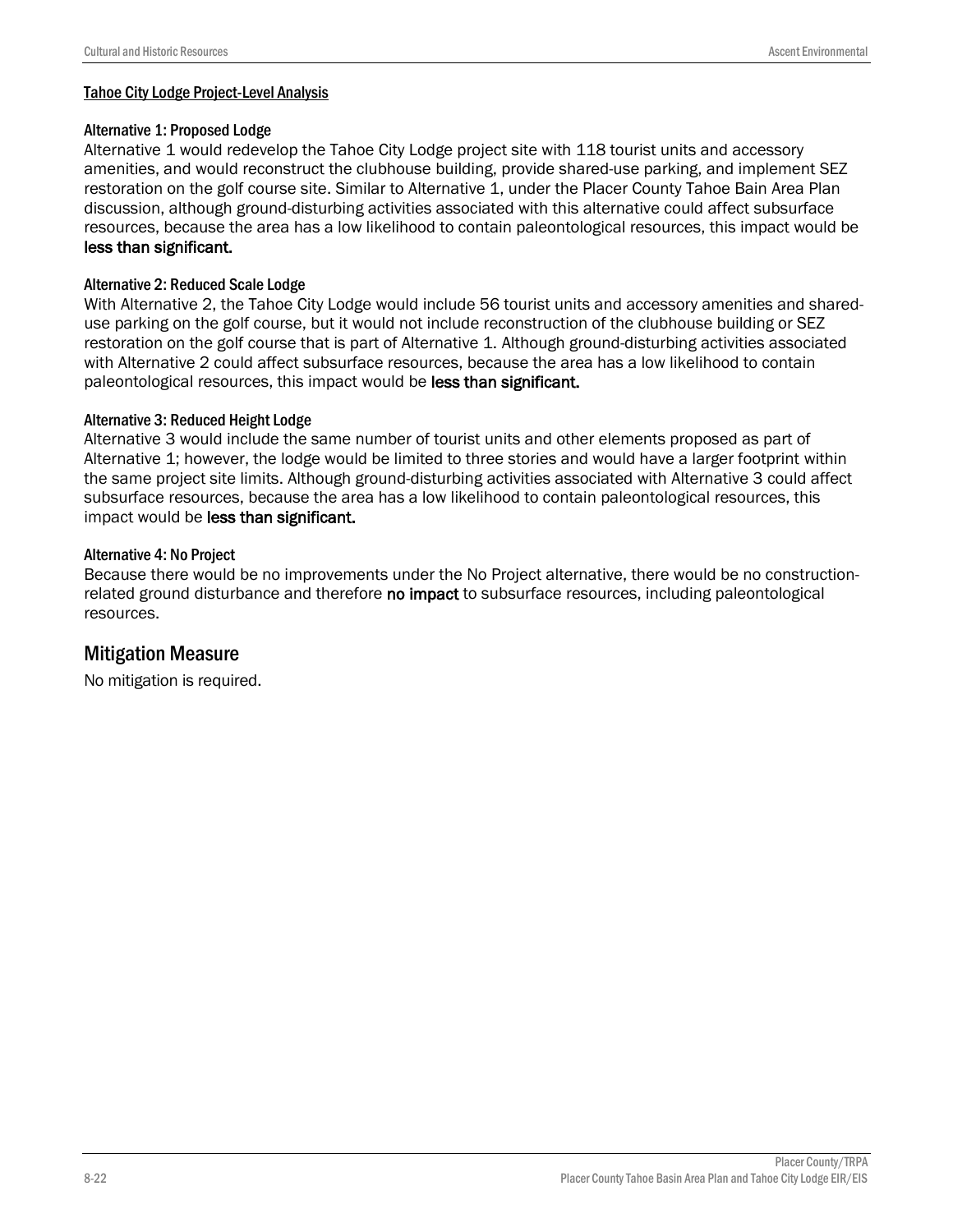### Tahoe City Lodge Project-Level Analysis

#### Alternative 1: Proposed Lodge

Alternative 1 would redevelop the Tahoe City Lodge project site with 118 tourist units and accessory amenities, and would reconstruct the clubhouse building, provide shared-use parking, and implement SEZ restoration on the golf course site. Similar to Alternative 1, under the Placer County Tahoe Bain Area Plan discussion, although ground-disturbing activities associated with this alternative could affect subsurface resources, because the area has a low likelihood to contain paleontological resources, this impact would be **less than significant.**

#### Alternative 2: Reduced Scale Lodge

With Alternative 2, the Tahoe City Lodge would include 56 tourist units and accessory amenities and shared-use parking on the golf course, but it would not include reconstruction of the clubhouse building or SEZ restoration on the golf course that is part of Alternative 1. Although ground-disturbing activities associated with Alternative 2 could affect subsurface resources, because the area has a low likelihood to contain paleontological resources, this impact would be **less than significant.**

#### Alternative 3: Reduced Height Lodge

Alternative 3 would include the same number of tourist units and other elements proposed as part of Alternative 1; however, the lodge would be limited to three stories and would have a larger footprint within the same project site limits. Although ground-disturbing activities associated with Alternative 3 could affect subsurface resources, because the area has a low likelihood to contain paleontological resources, this impact would be **less than significant.**

#### Alternative 4: No Project

Because there would be no improvements under the No Project alternative, there would be no construction-related ground disturbance and therefore **no impact** to subsurface resources, including paleontological resources.

## Mitigation Measure

No mitigation is required.